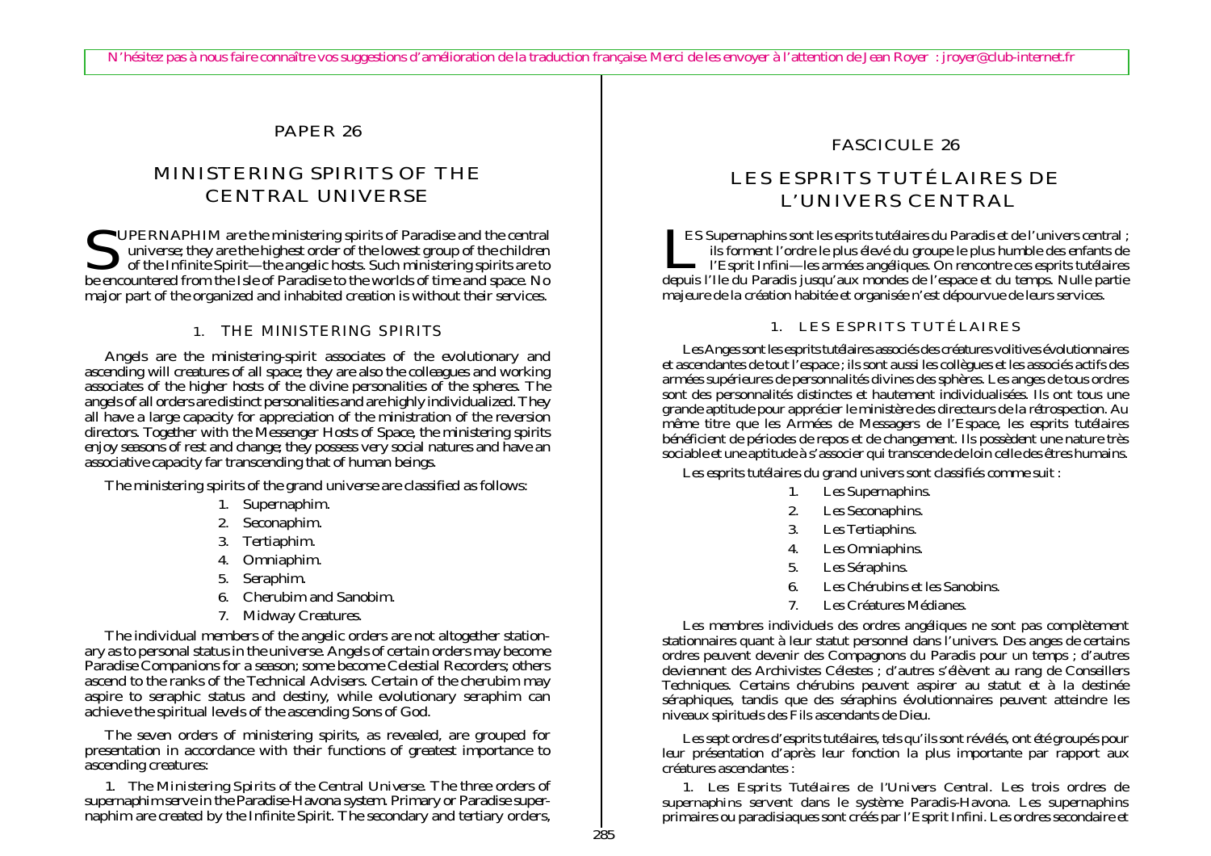N'hésitez pas à nous faire connaître vos suggestions d'amélioration de la traduction française. Merci de les envoyer à l'attention de Jean Royer : jroyer@club-internet.fr

# PAPER 26

# MINISTERING SPIRITS OF THE CENTRAL UNIVERSE

SUPERNAPHIM are the ministering spirits of Paradise and the central universe; they are the highest order of the lowest group of the children of the Infinite Spirit—the angelic hosts. Such ministering spirits are to be encountered from the Isle of Paradise to the worlds of time and space. No major part of the organized and inhabited creation is without their services.

## 1. THE MINISTERING SPIRITS

Angels are the ministering-spirit associates of the evolutionary and ascending will creatures of all space; they are also the colleagues and working associates of the higher hosts of the divine personalities of the spheres. The angels of all orders are distinct personalities and are highly individualized. They all have a large capacity for appreciation of the ministration of the reversion directors. Together with the Messenger Hosts of Space, the ministering spirits enjoy seasons of rest and change; they possess very social natures and have an associative capacity far transcending that of human beings.

The ministering spirits of the grand universe are classified as follows:

1. Supernaphim.
2. Seconaphim.
3. Tertiaphim.
4. Omniaphim.
5. Seraphim.
6. Cherubim and Sanobim.
7. Midway Creatures.

The individual members of the angelic orders are not altogether stationary as to personal status in the universe. Angels of certain orders may become Paradise Companions for a season; some become Celestial Recorders; others ascend to the ranks of the Technical Advisers. Certain of the cherubim may aspire to seraphic status and destiny, while evolutionary seraphim can achieve the spiritual levels of the ascending Sons of God.

The seven orders of ministering spirits, as revealed, are grouped for presentation in accordance with their functions of greatest importance to ascending creatures:

1. *The Ministering Spirits of the Central Universe.* The three orders of supernaphim serve in the Paradise-Havona system. Primary or Paradise supernaphim are created by the Infinite Spirit. The secondary and tertiary orders,

# FASCICULE 26

# LES ESPRITS TUTÉLAIRES DE L'UNIVERS CENTRAL

LES Supernaphins sont les esprits tutélaires du Paradis et de l'univers central ; ils forment l'ordre le plus élevé du groupe le plus humble des enfants de l'Esprit Infini—les armées angéliques. On rencontre ces esprits tutélaires depuis l'Ile du Paradis jusqu'aux mondes de l'espace et du temps. Nulle partie majeure de la création habitée et organisée n'est dépourvue de leurs services.

## 1. LES ESPRITS TUTÉLAIRES

Les Anges sont les esprits tutélaires associés des créatures volitives évolutionnaires et ascendantes de tout l'espace ; ils sont aussi les collègues et les associés actifs des armées supérieures de personnalités divines des sphères. Les anges de tous ordres sont des personnalités distinctes et hautement individualisées. Ils ont tous une grande aptitude pour apprécier le ministère des directeurs de la rétrospection. Au même titre que les Armées de Messagers de l'Espace, les esprits tutélaires bénéficient de périodes de repos et de changement. Ils possèdent une nature très sociable et une aptitude à s'associer qui transcende de loin celle des êtres humains.

Les esprits tutélaires du grand univers sont classifiés comme suit :

1. Les Supernaphins.
2. Les Seconaphins.
3. Les Tertiaphins.
4. Les Omniaphins.
5. Les Séraphins.
6. Les Chérubins et les Sanobins.
7. Les Créatures Médianes.

Les membres individuels des ordres angéliques ne sont pas complètement stationnaires quant à leur statut personnel dans l'univers. Des anges de certains ordres peuvent devenir des Compagnons du Paradis pour un temps ; d'autres deviennent des Archivistes Célestes ; d'autres s'élèvent au rang de Conseillers Techniques. Certains chérubins peuvent aspirer au statut et à la destinée séraphiques, tandis que des séraphins évolutionnaires peuvent atteindre les niveaux spirituels des Fils ascendants de Dieu.

Les sept ordres d'esprits tutélaires, tels qu'ils sont révélés, ont été groupés pour leur présentation d'après leur fonction la plus importante par rapport aux créatures ascendantes :

1. *Les Esprits Tutélaires de l'Univers Central.* Les trois ordres de supernaphins servent dans le système Paradis-Havona. Les supernaphins primaires ou paradisiaques sont créés par l'Esprit Infini. Les ordres secondaire et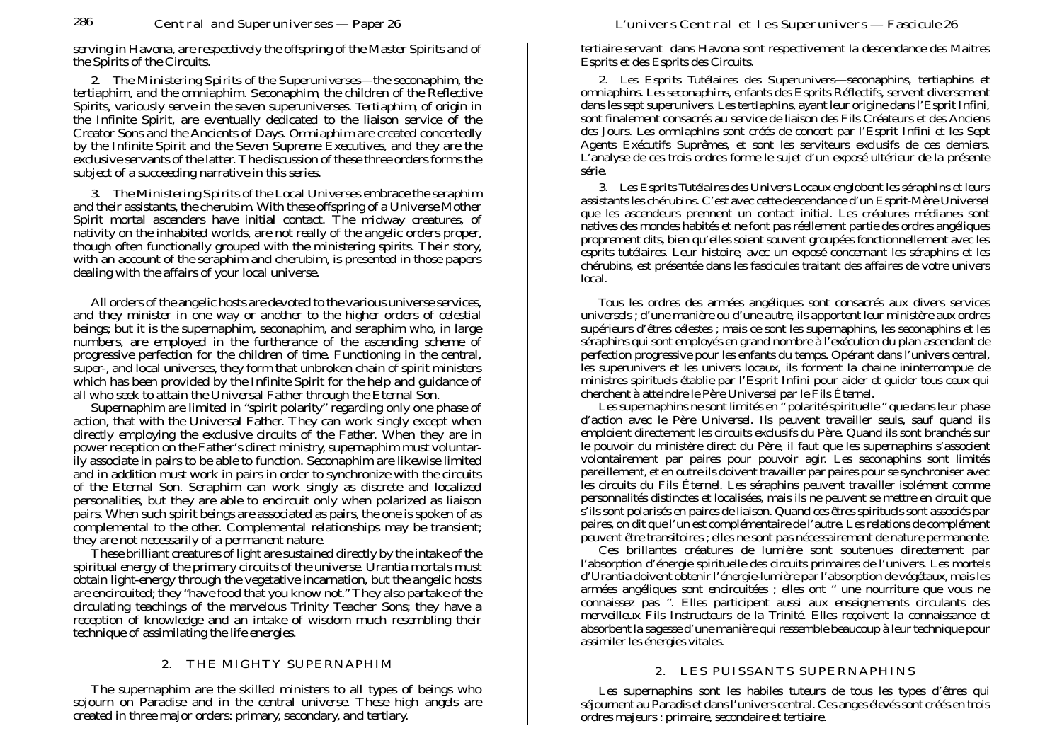serving in Havona, are respectively the offspring of the Master Spirits and of the Spirits of the Circuits.

2. *The Ministering Spirits of the Superuniverses*—the seconaphim, the tertiaphim, and the omniaphim. *Seconaphim*, the children of the Reflective Spirits, variously serve in the seven superuniverses. *Tertiaphim*, of origin in the Infinite Spirit, are eventually dedicated to the liaison service of the Creator Sons and the Ancients of Days. *Omniaphim* are created concertedly by the Infinite Spirit and the Seven Supreme Executives, and they are the exclusive servants of the latter. The discussion of these three orders forms the subject of a succeeding narrative in this series.

3. *The Ministering Spirits of the Local Universes* embrace the seraphim and their assistants, the cherubim. With these offspring of a Universe Mother Spirit mortal ascenders have initial contact. The midway creatures, of nativity on the inhabited worlds, are not really of the angelic orders proper, though often functionally grouped with the ministering spirits. Their story, with an account of the seraphim and cherubim, is presented in those papers dealing with the affairs of your local universe.

All orders of the angelic hosts are devoted to the various universe services, and they minister in one way or another to the higher orders of celestial beings; but it is the supernaphim, seconaphim, and seraphim who, in large numbers, are employed in the furtherance of the ascending scheme of progressive perfection for the children of time. Functioning in the central, super-, and local universes, they form that unbroken chain of spirit ministers which has been provided by the Infinite Spirit for the help and guidance of all who seek to attain the Universal Father through the Eternal Son.

Supernaphim are limited in "spirit polarity" regarding only one phase of action, that with the Universal Father. They can work singly except when directly employing the exclusive circuits of the Father. When they are in power reception on the Father's direct ministry, supernaphim must voluntarily associate in pairs to be able to function. Seconaphim are likewise limited and in addition must work in pairs in order to synchronize with the circuits of the Eternal Son. Seraphim can work singly as discrete and localized personalities, but they are able to encircuit only when polarized as liaison pairs. When such spirit beings are associated as pairs, the one is spoken of as complemental to the other. Complemental relationships may be transient; they are not necessarily of a permanent nature.

These brilliant creatures of light are sustained directly by the intake of the spiritual energy of the primary circuits of the universe. Urantia mortals must obtain light-energy through the vegetative incarnation, but the angelic hosts are encircuited; they "have food that you know not." They also partake of the circulating teachings of the marvelous Trinity Teacher Sons; they have a reception of knowledge and an intake of wisdom much resembling their technique of assimilating the life energies.

## 2. THE MIGHTY SUPERNAPHIM

The supernaphim are the skilled ministers to all types of beings who sojourn on Paradise and in the central universe. These high angels are created in three major orders: primary, secondary, and tertiary.

---

tertiaire servant dans Havona sont respectivement la descendance des Maitres Esprits et des Esprits des Circuits.

2. *Les Esprits Tutélaires des Superunivers*—seconaphins, tertiaphins et omniaphins. Les *seconaphins*, enfants des Esprits Réflectifs, servent diversement dans les sept superunivers. Les *tertiaphins*, ayant leur origine dans l'Esprit Infini, sont finalement consacrés au service de liaison des Fils Créateurs et des Anciens des Jours. Les *omniaphins* sont créés de concert par l'Esprit Infini et les Sept Agents Exécutifs Suprêmes, et sont les serviteurs exclusifs de ces derniers. L'analyse de ces trois ordres forme le sujet d'un exposé ultérieur de la présente série.

3. *Les Esprits Tutélaires des Univers Locaux* englobent les séraphins et leurs assistants les chérubins. C'est avec cette descendance d'un Esprit-Mère Universel que les ascendeurs prennent un contact initial. Les créatures médianes sont natives des mondes habités et ne font pas réellement partie des ordres angéliques proprement dits, bien qu'elles soient souvent groupées fonctionnellement avec les esprits tutélaires. Leur histoire, avec un exposé concernant les séraphins et les chérubins, est présentée dans les fascicules traitant des affaires de votre univers local.

Tous les ordres des armées angéliques sont consacrés aux divers services universels ; d'une manière ou d'une autre, ils apportent leur ministère aux ordres supérieurs d'êtres célestes ; mais ce sont les supernaphins, les seconaphins et les séraphins qui sont employés en grand nombre à l'exécution du plan ascendant de perfection progressive pour les enfants du temps. Opérant dans l'univers central, les superunivers et les univers locaux, ils forment la chaine ininterrompue de ministres spirituels établie par l'Esprit Infini pour aider et guider tous ceux qui cherchent à atteindre le Père Universel par le Fils Éternel.

Les supernaphins ne sont limités en " polarité spirituelle " que dans leur phase d'action avec le Père Universel. Ils peuvent travailler seuls, sauf quand ils emploient directement les circuits exclusifs du Père. Quand ils sont branchés sur le pouvoir du ministère direct du Père, il faut que les supernaphins s'associent volontairement par paires pour pouvoir agir. Les seconaphins sont limités pareillement, et en outre ils doivent travailler par paires pour se synchroniser avec les circuits du Fils Éternel. Les séraphins peuvent travailler isolément comme personnalités distinctes et localisées, mais ils ne peuvent se mettre en circuit que s'ils sont polarisés en paires de liaison. Quand ces êtres spirituels sont associés par paires, on dit que l'un est complémentaire de l'autre. Les relations de complément peuvent être transitoires ; elles ne sont pas nécessairement de nature permanente.

Ces brillantes créatures de lumière sont soutenues directement par l'absorption d'énergie spirituelle des circuits primaires de l'univers. Les mortels d'Urantia doivent obtenir l'énergie-lumière par l'absorption de végétaux, mais les armées angéliques sont encircuitées ; elles ont " une nourriture que vous ne connaissez pas ". Elles participent aussi aux enseignements circulants des merveilleux Fils Instructeurs de la Trinité. Elles reçoivent la connaissance et absorbent la sagesse d'une manière qui ressemble beaucoup à leur technique pour assimiler les énergies vitales.

## 2. LES PUISSANTS SUPERNAPHINS

Les supernaphins sont les habiles tuteurs de tous les types d'êtres qui séjournent au Paradis et dans l'univers central. Ces anges élevés sont créés en trois ordres majeurs : primaire, secondaire et tertiaire.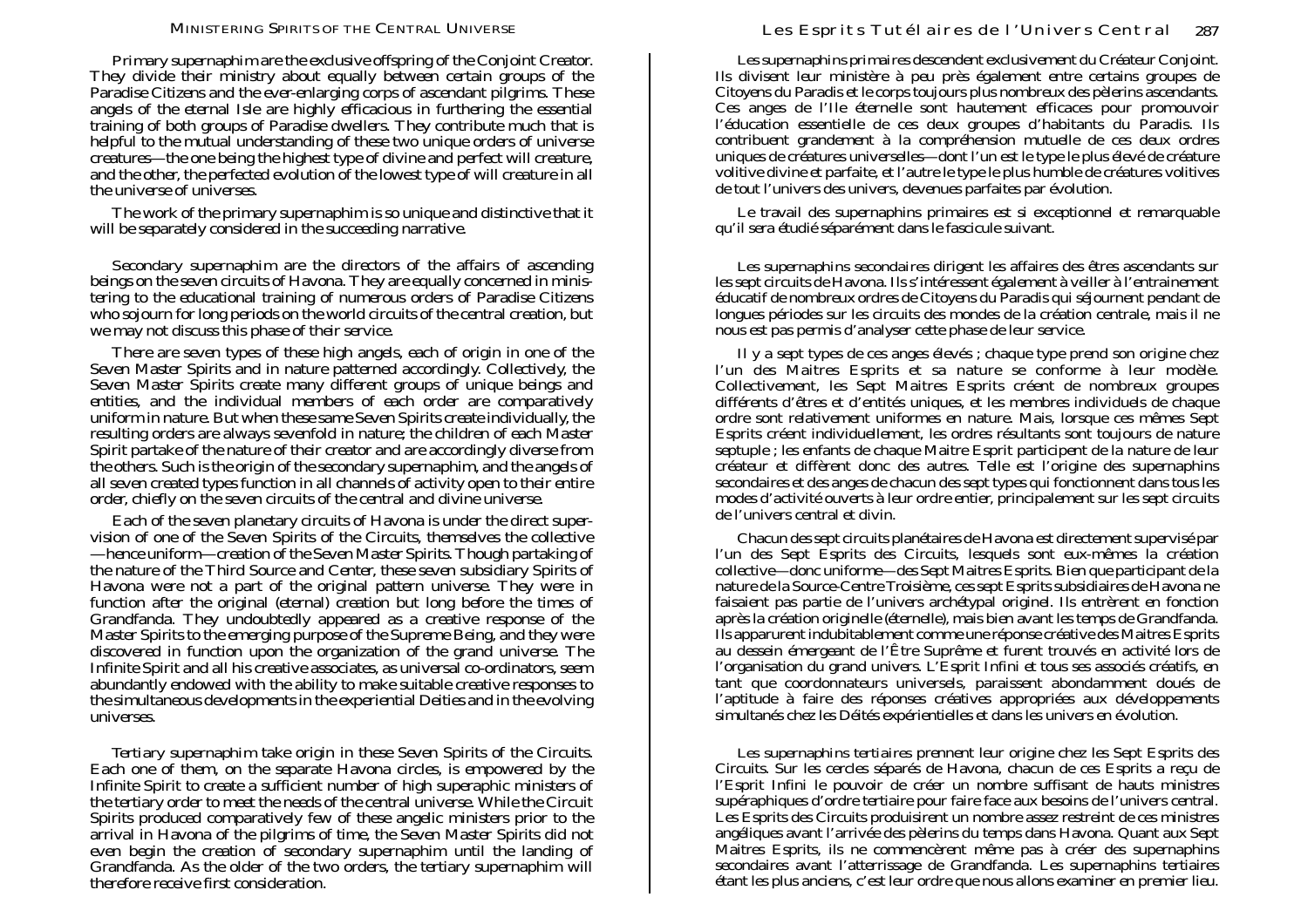Primary supernaphim are the exclusive offspring of the Conjoint Creator. They divide their ministry about equally between certain groups of the Paradise Citizens and the ever-enlarging corps of ascendant pilgrims. These angels of the eternal Isle are highly efficacious in furthering the essential training of both groups of Paradise dwellers. They contribute much that is helpful to the mutual understanding of these two unique orders of universe creatures—the one being the highest type of divine and perfect will creature, and the other, the perfected evolution of the lowest type of will creature in all the universe of universes.

The work of the primary supernaphim is so unique and distinctive that it will be separately considered in the succeeding narrative.

Secondary supernaphim are the directors of the affairs of ascending beings on the seven circuits of Havona. They are equally concerned in ministering to the educational training of numerous orders of Paradise Citizens who sojourn for long periods on the world circuits of the central creation, but we may not discuss this phase of their service.

There are seven types of these high angels, each of origin in one of the Seven Master Spirits and in nature patterned accordingly. Collectively, the Seven Master Spirits create many different groups of unique beings and entities, and the individual members of each order are comparatively uniform in nature. But when these same Seven Spirits create individually, the resulting orders are always sevenfold in nature; the children of each Master Spirit partake of the nature of their creator and are accordingly diverse from the others. Such is the origin of the secondary supernaphim, and the angels of all seven created types function in all channels of activity open to their entire order, chiefly on the seven circuits of the central and divine universe.

Each of the seven planetary circuits of Havona is under the direct supervision of one of the Seven Spirits of the Circuits, themselves the collective—hence uniform—creation of the Seven Master Spirits. Though partaking of the nature of the Third Source and Center, these seven subsidiary Spirits of Havona were not a part of the original pattern universe. They were in function after the original (eternal) creation but long before the times of Grandfanda. They undoubtedly appeared as a creative response of the Master Spirits to the emerging purpose of the Supreme Being, and they were discovered in function upon the organization of the grand universe. The Infinite Spirit and all his creative associates, as universal co-ordinators, seem abundantly endowed with the ability to make suitable creative responses to the simultaneous developments in the experiential Deities and in the evolving universes.

Tertiary supernaphim take origin in these Seven Spirits of the Circuits. Each one of them, on the separate Havona circles, is empowered by the Infinite Spirit to create a sufficient number of high supernaphic ministers of the tertiary order to meet the needs of the central universe. While the Circuit Spirits produced comparatively few of these angelic ministers prior to the arrival in Havona of the pilgrims of time, the Seven Master Spirits did not even begin the creation of secondary supernaphim until the landing of Grandfanda. As the older of the two orders, the tertiary supernaphim will therefore receive first consideration.

Les supernaphins primaires descendent exclusivement du Créateur Conjoint. Ils divisent leur ministère à peu près également entre certains groupes de Citoyens du Paradis et le corps toujours plus nombreux des pèlerins ascendants. Ces anges de l'Ile éternelle sont hautement efficaces pour promouvoir l'éducation essentielle de ces deux groupes d'habitants du Paradis. Ils contribuent grandement à la compréhension mutuelle de ces deux ordres uniques de créatures universelles—dont l'un est le type le plus élevé de créature volitive divine et parfaite, et l'autre le type le plus humble de créatures volitives de tout l'univers des univers, devenues parfaites par évolution.

Le travail des supernaphins primaires est si exceptionnel et remarquable qu'il sera étudié séparément dans le fascicule suivant.

Les supernaphins secondaires dirigent les affaires des êtres ascendants sur les sept circuits de Havona. Ils s'intéressent également à veiller à l'entrainement éducatif de nombreux ordres de Citoyens du Paradis qui séjournent pendant de longues périodes sur les circuits des mondes de la création centrale, mais il ne nous est pas permis d'analyser cette phase de leur service.

Il y a sept types de ces anges élevés ; chaque type prend son origine chez l'un des Maitres Esprits et sa nature se conforme à leur modèle. Collectivement, les Sept Maitres Esprits créent de nombreux groupes différents d'êtres et d'entités uniques, et les membres individuels de chaque ordre sont relativement uniformes en nature. Mais, lorsque ces mêmes Sept Esprits créent individuellement, les ordres résultants sont toujours de nature septuple ; les enfants de chaque Maitre Esprit participent de la nature de leur créateur et diffèrent donc des autres. Telle est l'origine des supernaphins secondaires et des anges de chacun des sept types qui fonctionnent dans tous les modes d'activité ouverts à leur ordre entier, principalement sur les sept circuits de l'univers central et divin.

Chacun des sept circuits planétaires de Havona est directement supervisé par l'un des Sept Esprits des Circuits, lesquels sont eux-mêmes la création collective—donc uniforme—des Sept Maitres Esprits. Bien que participant de la nature de la Source-Centre Troisième, ces sept Esprits subsidiaires de Havona ne faisaient pas partie de l'univers archétypal originel. Ils entrèrent en fonction après la création originelle (éternelle), mais bien avant les temps de Grandfanda. Ils apparurent indubitablement comme une réponse créative des Maitres Esprits au dessein émergeant de l'Être Suprême et furent trouvés en activité lors de l'organisation du grand univers. L'Esprit Infini et tous ses associés créatifs, en tant que coordonnateurs universels, paraissent abondamment doués de l'aptitude à faire des réponses créatives appropriées aux développements simultanés chez les Déités expérientielles et dans les univers en évolution.

Les supernaphins tertiaires prennent leur origine chez les Sept Esprits des Circuits. Sur les cercles séparés de Havona, chacun de ces Esprits a reçu de l'Esprit Infini le pouvoir de créer un nombre suffisant de hauts ministres supéraphiques d'ordre tertiaire pour faire face aux besoins de l'univers central. Les Esprits des Circuits produisirent un nombre assez restreint de ces ministres angéliques avant l'arrivée des pèlerins du temps dans Havona. Quant aux Sept Maitres Esprits, ils ne commencèrent même pas à créer des supernaphins secondaires avant l'atterrissage de Grandfanda. Les supernaphins tertiaires étant les plus anciens, c'est leur ordre que nous allons examiner en premier lieu.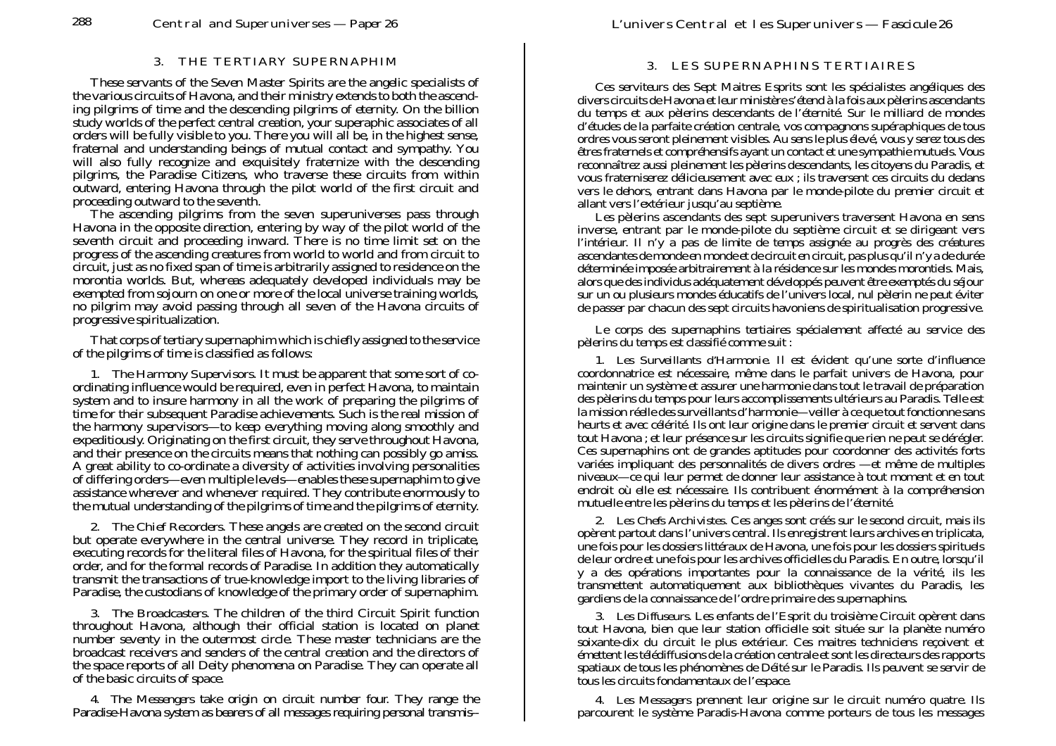### 3. THE TERTIARY SUPERNAPHIM

These servants of the Seven Master Spirits are the angelic specialists of the various circuits of Havona, and their ministry extends to both the ascending pilgrims of time and the descending pilgrims of eternity. On the billion study worlds of the perfect central creation, your superaphic associates of all orders will be fully visible to you. There you will all be, in the highest sense, fraternal and understanding beings of mutual contact and sympathy. You will also fully recognize and exquisitely fraternize with the descending pilgrims, the Paradise Citizens, who traverse these circuits from within outward, entering Havona through the pilot world of the first circuit and proceeding outward to the seventh.

The ascending pilgrims from the seven superuniverses pass through Havona in the opposite direction, entering by way of the pilot world of the seventh circuit and proceeding inward. There is no time limit set on the progress of the ascending creatures from world to world and from circuit to circuit, just as no fixed span of time is arbitrarily assigned to residence on the morontia worlds. But, whereas adequately developed individuals may be exempted from sojourn on one or more of the local universe training worlds, no pilgrim may avoid passing through all seven of the Havona circuits of progressive spiritualization.

That corps of tertiary supernaphim which is chiefly assigned to the service of the pilgrims of time is classified as follows:

1. *The Harmony Supervisors.* It must be apparent that some sort of co-ordinating influence would be required, even in perfect Havona, to maintain system and to insure harmony in all the work of preparing the pilgrims of time for their subsequent Paradise achievements. Such is the real mission of the harmony supervisors—to keep everything moving along smoothly and expeditiously. Originating on the first circuit, they serve throughout Havona, and their presence on the circuits means that nothing can possibly go amiss. A great ability to co-ordinate a diversity of activities involving personalities of differing orders—even multiple levels—enables these supernaphim to give assistance wherever and whenever required. They contribute enormously to the mutual understanding of the pilgrims of time and the pilgrims of eternity.

2. *The Chief Recorders.* These angels are created on the second circuit but operate everywhere in the central universe. They record in triplicate, executing records for the literal files of Havona, for the spiritual files of their order, and for the formal records of Paradise. In addition they automatically transmit the transactions of true-knowledge import to the living libraries of Paradise, the custodians of knowledge of the primary order of supernaphim.

3. *The Broadcasters.* The children of the third Circuit Spirit function throughout Havona, although their official station is located on planet number seventy in the outermost circle. These master technicians are the broadcast receivers and senders of the central creation and the directors of the space reports of all Deity phenomena on Paradise. They can operate all of the basic circuits of space.

4. *The Messengers* take origin on circuit number four. They range the Paradise-Havona system as bearers of all messages requiring personal transmis-

### 3. LES SUPERNAPHINS TERTIAIRES

Ces serviteurs des Sept Maitres Esprits sont les spécialistes angéliques des divers circuits de Havona et leur ministère s'étend à la fois aux pèlerins ascendants du temps et aux pèlerins descendants de l'éternité. Sur le milliard de mondes d'études de la parfaite création centrale, vos compagnons supéraphiques de tous ordres vous seront pleinement visibles. Au sens le plus élevé, vous y serez tous des êtres fraternels et compréhensifs ayant un contact et une sympathie mutuels. Vous reconnaîtrez aussi pleinement les pèlerins descendants, les citoyens du Paradis, et vous fraterniserez délicieusement avec eux ; ils traversent ces circuits du dedans vers le dehors, entrant dans Havona par le monde-pilote du premier circuit et allant vers l'extérieur jusqu'au septième.

Les pèlerins ascendants des sept superunivers traversent Havona en sens inverse, entrant par le monde-pilote du septième circuit et se dirigeant vers l'intérieur. Il n'y a pas de limite de temps assignée au progrès des créatures ascendantes de monde en monde et de circuit en circuit, pas plus qu'il n'y a de durée déterminée imposée arbitrairement à la résidence sur les mondes morontiels. Mais, alors que des individus adéquatement développés peuvent être exemptés du séjour sur un ou plusieurs mondes éducatifs de l'univers local, nul pèlerin ne peut éviter de passer par chacun des sept circuits havoniens de spiritualisation progressive.

Le corps des supernaphins tertiaires spécialement affecté au service des pèlerins du temps est classifié comme suit :

1. *Les Surveillants d'Harmonie.* Il est évident qu'une sorte d'influence coordonnatrice est nécessaire, même dans le parfait univers de Havona, pour maintenir un système et assurer une harmonie dans tout le travail de préparation des pèlerins du temps pour leurs accomplissements ultérieurs au Paradis. Telle est la mission réelle des surveillants d'harmonie—veiller à ce que tout fonctionne sans heurts et avec célérité. Ils ont leur origine dans le premier circuit et servent dans tout Havona ; et leur présence sur les circuits signifie que rien ne peut se dérégler. Ces supernaphins ont de grandes aptitudes pour coordonner des activités forts variées impliquant des personnalités de divers ordres —et même de multiples niveaux—ce qui leur permet de donner leur assistance à tout moment et en tout endroit où elle est nécessaire. Ils contribuent énormément à la compréhension mutuelle entre les pèlerins du temps et les pèlerins de l'éternité.

2. *Les Chefs Archivistes.* Ces anges sont créés sur le second circuit, mais ils opèrent partout dans l'univers central. Ils enregistrent leurs archives en triplicata, une fois pour les dossiers littéraux de Havona, une fois pour les dossiers spirituels de leur ordre et une fois pour les archives officielles du Paradis. En outre, lorsqu'il y a des opérations importantes pour la connaissance de la vérité, ils les transmettent automatiquement aux bibliothèques vivantes du Paradis, les gardiens de la connaissance de l'ordre primaire des supernaphins.

3. *Les Diffuseurs.* Les enfants de l'Esprit du troisième Circuit opèrent dans tout Havona, bien que leur station officielle soit située sur la planète numéro soixante-dix du circuit le plus extérieur. Ces maitres techniciens reçoivent et émettent les télédiffusions de la création centrale et sont les directeurs des rapports spatiaux de tous les phénomènes de Déité sur le Paradis. Ils peuvent se servir de tous les circuits fondamentaux de l'espace.

4. *Les Messagers* prennent leur origine sur le circuit numéro quatre. Ils parcourent le système Paradis-Havona comme porteurs de tous les messages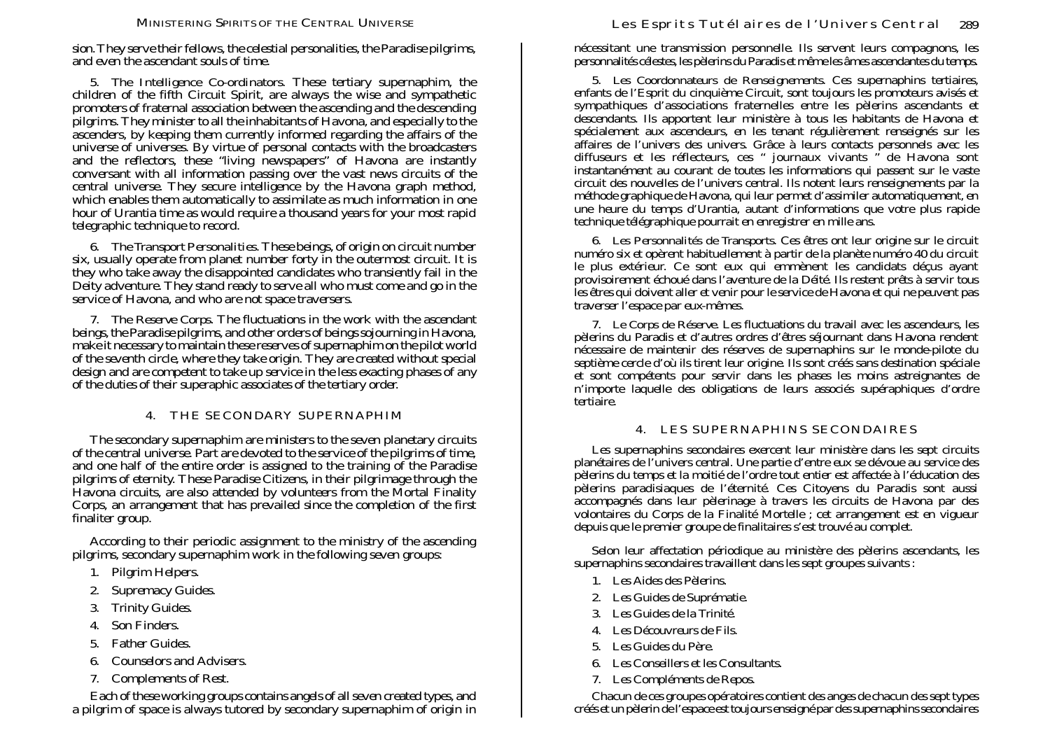sion. They serve their fellows, the celestial personalities, the Paradise pilgrims, and even the ascendant souls of time.

5. *The Intelligence Co-ordinators.* These tertiary supernaphim, the children of the fifth Circuit Spirit, are always the wise and sympathetic promoters of fraternal association between the ascending and the descending pilgrims. They minister to all the inhabitants of Havona, and especially to the ascenders, by keeping them currently informed regarding the affairs of the universe of universes. By virtue of personal contacts with the broadcasters and the reflectors, these "living newspapers" of Havona are instantly conversant with all information passing over the vast news circuits of the central universe. They secure intelligence by the Havona graph method, which enables them automatically to assimilate as much information in one hour of Urantia time as would require a thousand years for your most rapid telegraphic technique to record.

6. *The Transport Personalities.* These beings, of origin on circuit number six, usually operate from planet number forty in the outermost circuit. It is they who take away the disappointed candidates who transiently fail in the Deity adventure. They stand ready to serve all who must come and go in the service of Havona, and who are not space traversers.

7. *The Reserve Corps.* The fluctuations in the work with the ascendant beings, the Paradise pilgrims, and other orders of beings sojourning in Havona, make it necessary to maintain these reserves of supernaphim on the pilot world of the seventh circle, where they take origin. They are created without special design and are competent to take up service in the less exacting phases of any of the duties of their superaphic associates of the tertiary order.

## 4. THE SECONDARY SUPERNAPHIM

The secondary supernaphim are ministers to the seven planetary circuits of the central universe. Part are devoted to the service of the pilgrims of time, and one half of the entire order is assigned to the training of the Paradise pilgrims of eternity. These Paradise Citizens, in their pilgrimage through the Havona circuits, are also attended by volunteers from the Mortal Finality Corps, an arrangement that has prevailed since the completion of the first finaliter group.

According to their periodic assignment to the ministry of the ascending pilgrims, secondary supernaphim work in the following seven groups:

1. Pilgrim Helpers.
2. Supremacy Guides.
3. Trinity Guides.
4. Son Finders.
5. Father Guides.
6. Counselors and Advisers.
7. Complements of Rest.

Each of these working groups contains angels of all seven created types, and a pilgrim of space is always tutored by secondary supernaphim of origin in

nécessitant une transmission personnelle. Ils servent leurs compagnons, les personnalités célestes, les pèlerins du Paradis et même les âmes ascendantes du temps.

5. *Les Coordonnateurs de Renseignements.* Ces supernaphins tertiaires, enfants de l'Esprit du cinquième Circuit, sont toujours les promoteurs avisés et sympathiques d'associations fraternelles entre les pèlerins ascendants et descendants. Ils apportent leur ministère à tous les habitants de Havona et spécialement aux ascendeurs, en les tenant régulièrement renseignés sur les affaires de l'univers des univers. Grâce à leurs contacts personnels avec les diffuseurs et les réflecteurs, ces " journaux vivants " de Havona sont instantanément au courant de toutes les informations qui passent sur le vaste circuit des nouvelles de l'univers central. Ils notent leurs renseignements par la méthode graphique de Havona, qui leur permet d'assimiler automatiquement, en une heure du temps d'Urantia, autant d'informations que votre plus rapide technique télégraphique pourrait en enregistrer en mille ans.

6. *Les Personnalités de Transports.* Ces êtres ont leur origine sur le circuit numéro six et opèrent habituellement à partir de la planète numéro 40 du circuit le plus extérieur. Ce sont eux qui emmènent les candidats déçus ayant provisoirement échoué dans l'aventure de la Déité. Ils restent prêts à servir tous les êtres qui doivent aller et venir pour le service de Havona et qui ne peuvent pas traverser l'espace par eux-mêmes.

7. *Le Corps de Réserve.* Les fluctuations du travail avec les ascendeurs, les pèlerins du Paradis et d'autres ordres d'êtres séjournant dans Havona rendent nécessaire de maintenir des réserves de supernaphins sur le monde-pilote du septième cercle d'où ils tirent leur origine. Ils sont créés sans destination spéciale et sont compétents pour servir dans les phases les moins astreignantes de n'importe laquelle des obligations de leurs associés supéraphiques d'ordre tertiaire.

## 4. LES SUPERNAPHINS SECONDAIRES

Les supernaphins secondaires exercent leur ministère dans les sept circuits planétaires de l'univers central. Une partie d'entre eux se dévoue au service des pèlerins du temps et la moitié de l'ordre tout entier est affectée à l'éducation des pèlerins paradisiaques de l'éternité. Ces Citoyens du Paradis sont aussi accompagnés dans leur pèlerinage à travers les circuits de Havona par des volontaires du Corps de la Finalité Mortelle ; cet arrangement est en vigueur depuis que le premier groupe de finalitaires s'est trouvé au complet.

Selon leur affectation périodique au ministère des pèlerins ascendants, les supernaphins secondaires travaillent dans les sept groupes suivants :

1. Les Aides des Pèlerins.
2. Les Guides de Suprématie.
3. Les Guides de la Trinité.
4. Les Découvreurs de Fils.
5. Les Guides du Père.
6. Les Conseillers et les Consultants.
7. Les Compléments de Repos.

Chacun de ces groupes opératoires contient des anges de chacun des sept types créés et un pèlerin de l'espace est toujours enseigné par des supernaphins secondaires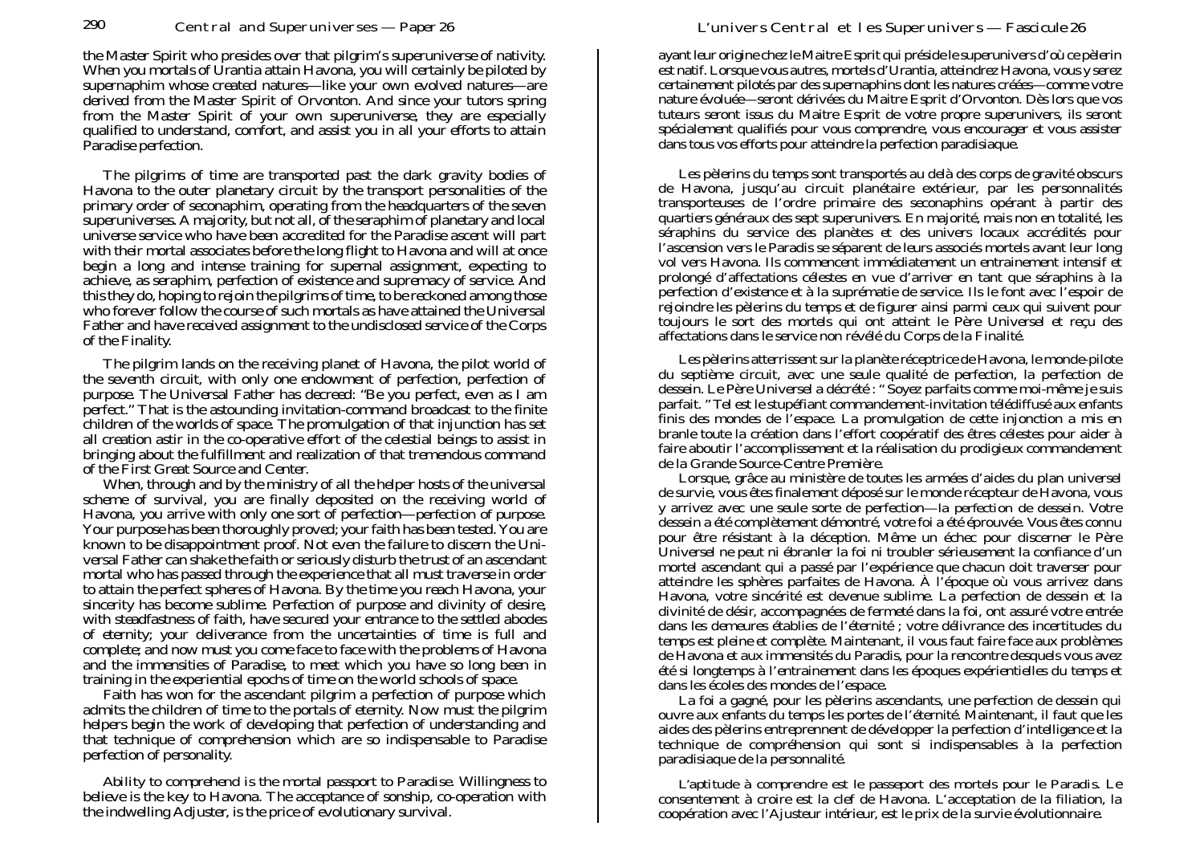the Master Spirit who presides over that pilgrim's superuniverse of nativity. When you mortals of Urantia attain Havona, you will certainly be piloted by supernaphim whose created natures—like your own evolved natures—are derived from the Master Spirit of Orvonton. And since your tutors spring from the Master Spirit of your own superuniverse, they are especially qualified to understand, comfort, and assist you in all your efforts to attain Paradise perfection.

The pilgrims of time are transported past the dark gravity bodies of Havona to the outer planetary circuit by the transport personalities of the primary order of seconaphim, operating from the headquarters of the seven superuniverses. A majority, but not all, of the seraphim of planetary and local universe service who have been accredited for the Paradise ascent will part with their mortal associates before the long flight to Havona and will at once begin a long and intense training for supernal assignment, expecting to achieve, as seraphim, perfection of existence and supremacy of service. And this they do, hoping to rejoin the pilgrims of time, to be reckoned among those who forever follow the course of such mortals as have attained the Universal Father and have received assignment to the undisclosed service of the Corps of the Finality.

The pilgrim lands on the receiving planet of Havona, the pilot world of the seventh circuit, with only one endowment of perfection, perfection of purpose. The Universal Father has decreed: "Be you perfect, even as I am perfect." That is the astounding invitation-command broadcast to the finite children of the worlds of space. The promulgation of that injunction has set all creation astir in the co-operative effort of the celestial beings to assist in bringing about the fulfillment and realization of that tremendous command of the First Great Source and Center.

When, through and by the ministry of all the helper hosts of the universal scheme of survival, you are finally deposited on the receiving world of Havona, you arrive with only one sort of perfection—perfection of purpose. Your purpose has been thoroughly proved; your faith has been tested. You are known to be disappointment proof. Not even the failure to discern the Universal Father can shake the faith or seriously disturb the trust of an ascendant mortal who has passed through the experience that all must traverse in order to attain the perfect spheres of Havona. By the time you reach Havona, your sincerity has become sublime. Perfection of purpose and divinity of desire, with steadfastness of faith, have secured your entrance to the settled abodes of eternity; your deliverance from the uncertainties of time is full and complete; and now must you come face to face with the problems of Havona and the immensities of Paradise, to meet which you have so long been in training in the experiential epochs of time on the world schools of space.

Faith has won for the ascendant pilgrim a perfection of purpose which admits the children of time to the portals of eternity. Now must the pilgrim helpers begin the work of developing that perfection of understanding and that technique of comprehension which are so indispensable to Paradise perfection of personality.

Ability to comprehend is the mortal passport to Paradise. Willingness to believe is the key to Havona. The acceptance of sonship, co-operation with the indwelling Adjuster, is the price of evolutionary survival.

ayant leur origine chez le Maitre Esprit qui préside le superunivers d'où ce pèlerin est natif. Lorsque vous autres, mortels d'Urantia, atteindrez Havona, vous y serez certainement pilotés par des supernaphins dont les natures créées—comme votre nature évoluée—seront dérivées du Maitre Esprit d'Orvonton. Dès lors que vos tuteurs seront issus du Maitre Esprit de votre propre superunivers, ils seront spécialement qualifiés pour vous comprendre, vous encourager et vous assister dans tous vos efforts pour atteindre la perfection paradisiaque.

Les pèlerins du temps sont transportés au delà des corps de gravité obscurs de Havona, jusqu'au circuit planétaire extérieur, par les personnalités transporteuses de l'ordre primaire des seconaphins opérant à partir des quartiers généraux des sept superunivers. En majorité, mais non en totalité, les séraphins du service des planètes et des univers locaux accrédités pour l'ascension vers le Paradis se séparent de leurs associés mortels avant leur long vol vers Havona. Ils commencent immédiatement un entrainement intensif et prolongé d'affectations célestes en vue d'arriver en tant que séraphins à la perfection d'existence et à la suprématie de service. Ils le font avec l'espoir de rejoindre les pèlerins du temps et de figurer ainsi parmi ceux qui suivent pour toujours le sort des mortels qui ont atteint le Père Universel et reçu des affectations dans le service non révélé du Corps de la Finalité.

Les pèlerins atterrissent sur la planète réceptrice de Havona, le monde-pilote du septième circuit, avec une seule qualité de perfection, la perfection de dessein. Le Père Universel a décrété : " Soyez parfaits comme moi-même je suis parfait. " Tel est le stupéfiant commandement-invitation télédiffusé aux enfants finis des mondes de l'espace. La promulgation de cette injonction a mis en branle toute la création dans l'effort coopératif des êtres célestes pour aider à faire aboutir l'accomplissement et la réalisation du prodigieux commandement de la Grande Source-Centre Première.

Lorsque, grâce au ministère de toutes les armées d'aides du plan universel de survie, vous êtes finalement déposé sur le monde récepteur de Havona, vous y arrivez avec une seule sorte de perfection—la perfection de dessein. Votre dessein a été complètement démontré, votre foi a été éprouvée. Vous êtes connu pour être résistant à la déception. Même un échec pour discerner le Père Universel ne peut ni ébranler la foi ni troubler sérieusement la confiance d'un mortel ascendant qui a passé par l'expérience que chacun doit traverser pour atteindre les sphères parfaites de Havona. À l'époque où vous arrivez dans Havona, votre sincérité est devenue sublime. La perfection de dessein et la divinité de désir, accompagnées de fermeté dans la foi, ont assuré votre entrée dans les demeures établies de l'éternité ; votre délivrance des incertitudes du temps est pleine et complète. Maintenant, il vous faut faire face aux problèmes de Havona et aux immensités du Paradis, pour la rencontre desquels vous avez été si longtemps à l'entrainement dans les époques expérientielles du temps et dans les écoles des mondes de l'espace.

La foi a gagné, pour les pèlerins ascendants, une perfection de dessein qui ouvre aux enfants du temps les portes de l'éternité. Maintenant, il faut que les aides des pèlerins entreprennent de développer la perfection d'intelligence et la technique de compréhension qui sont si indispensables à la perfection paradisiaque de la personnalité.

L'aptitude à comprendre est le passeport des mortels pour le Paradis. Le consentement à croire est la clef de Havona. L'acceptation de la filiation, la coopération avec l'Ajusteur intérieur, est le prix de la survie évolutionnaire.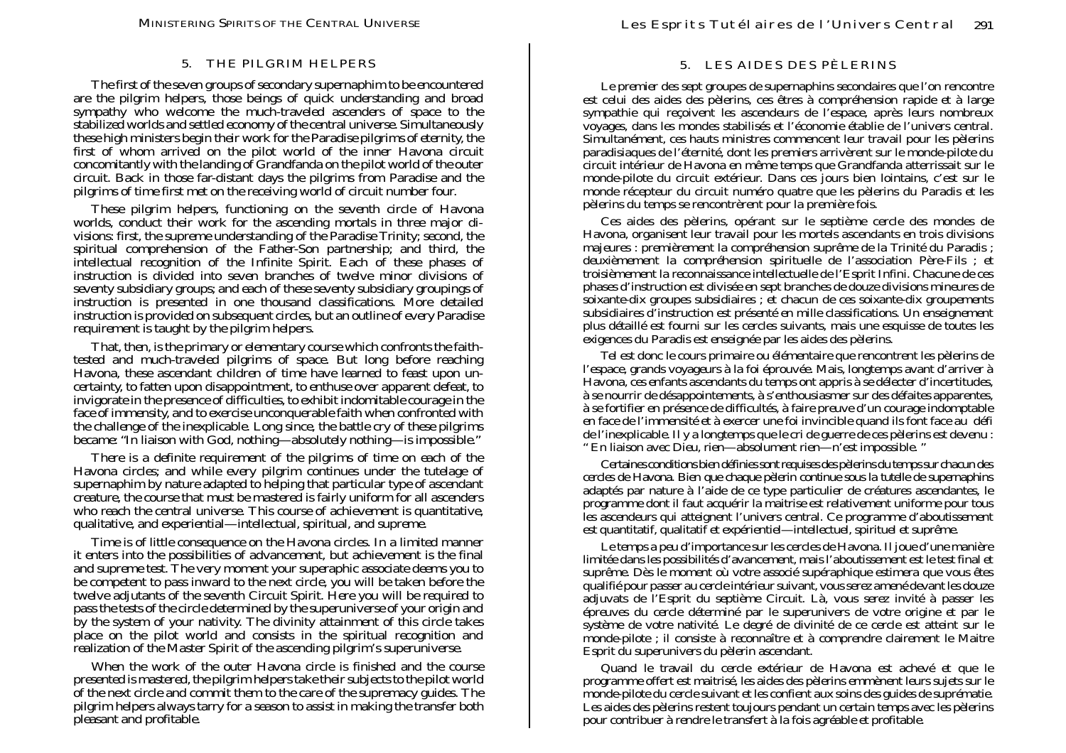## 5. THE PILGRIM HELPERS

The first of the seven groups of secondary supernaphim to be encountered are the pilgrim helpers, those beings of quick understanding and broad sympathy who welcome the much-traveled ascenders of space to the stabilized worlds and settled economy of the central universe. Simultaneously these high ministers begin their work for the Paradise pilgrims of eternity, the first of whom arrived on the pilot world of the inner Havona circuit concomitantly with the landing of Grandfanda on the pilot world of the outer circuit. Back in those far-distant days the pilgrims from Paradise and the pilgrims of time first met on the receiving world of circuit number four.

These pilgrim helpers, functioning on the seventh circle of Havona worlds, conduct their work for the ascending mortals in three major divisions: first, the supreme understanding of the Paradise Trinity; second, the spiritual comprehension of the Father-Son partnership; and third, the intellectual recognition of the Infinite Spirit. Each of these phases of instruction is divided into seven branches of twelve minor divisions of seventy subsidiary groups; and each of these seventy subsidiary groupings of instruction is presented in one thousand classifications. More detailed instruction is provided on subsequent circles, but an outline of every Paradise requirement is taught by the pilgrim helpers.

That, then, is the primary or elementary course which confronts the faith-tested and much-traveled pilgrims of space. But long before reaching Havona, these ascendant children of time have learned to feast upon uncertainty, to fatten upon disappointment, to enthuse over apparent defeat, to invigorate in the presence of difficulties, to exhibit indomitable courage in the face of immensity, and to exercise unconquerable faith when confronted with the challenge of the inexplicable. Long since, the battle cry of these pilgrims became: "In liaison with God, nothing—absolutely nothing—is impossible."

There is a definite requirement of the pilgrims of time on each of the Havona circles; and while every pilgrim continues under the tutelage of supernaphim by nature adapted to helping that particular type of ascendant creature, the course that must be mastered is fairly uniform for all ascenders who reach the central universe. This course of achievement is quantitative, qualitative, and experiential—intellectual, spiritual, and supreme.

Time is of little consequence on the Havona circles. In a limited manner it enters into the possibilities of advancement, but achievement is the final and supreme test. The very moment your superaphic associate deems you to be competent to pass inward to the next circle, you will be taken before the twelve adjutants of the seventh Circuit Spirit. Here you will be required to pass the tests of the circle determined by the superuniverse of your origin and by the system of your nativity. The divinity attainment of this circle takes place on the pilot world and consists in the spiritual recognition and realization of the Master Spirit of the ascending pilgrim's superuniverse.

When the work of the outer Havona circle is finished and the course presented is mastered, the pilgrim helpers take their subjects to the pilot world of the next circle and commit them to the care of the supremacy guides. The pilgrim helpers always tarry for a season to assist in making the transfer both pleasant and profitable.

## 5. LES AIDES DES PÈLERINS

Le premier des sept groupes de supernaphins secondaires que l'on rencontre est celui des aides des pèlerins, ces êtres à compréhension rapide et à large sympathie qui reçoivent les ascendeurs de l'espace, après leurs nombreux voyages, dans les mondes stabilisés et l'économie établie de l'univers central. Simultanément, ces hauts ministres commencent leur travail pour les pèlerins paradisiaques de l'éternité, dont les premiers arrivèrent sur le monde-pilote du circuit intérieur de Havona en même temps que Grandfanda atterrissait sur le monde-pilote du circuit extérieur. Dans ces jours bien lointains, c'est sur le monde récepteur du circuit numéro quatre que les pèlerins du Paradis et les pèlerins du temps se rencontrèrent pour la première fois.

Ces aides des pèlerins, opérant sur le septième cercle des mondes de Havona, organisent leur travail pour les mortels ascendants en trois divisions majeures : premièrement la compréhension suprême de la Trinité du Paradis ; deuxièmement la compréhension spirituelle de l'association Père-Fils ; et troisièmement la reconnaissance intellectuelle de l'Esprit Infini. Chacune de ces phases d'instruction est divisée en sept branches de douze divisions mineures de soixante-dix groupes subsidiaires ; et chacun de ces soixante-dix groupements subsidiaires d'instruction est présenté en mille classifications. Un enseignement plus détaillé est fourni sur les cercles suivants, mais une esquisse de toutes les exigences du Paradis est enseignée par les aides des pèlerins.

Tel est donc le cours primaire ou élémentaire que rencontrent les pèlerins de l'espace, grands voyageurs à la foi éprouvée. Mais, longtemps avant d'arriver à Havona, ces enfants ascendants du temps ont appris à se délecter d'incertitudes, à se nourrir de désappointements, à s'enthousiasmer sur des défaites apparentes, à se fortifier en présence de difficultés, à faire preuve d'un courage indomptable en face de l'immensité et à exercer une foi invincible quand ils font face au défi de l'inexplicable. Il y a longtemps que le cri de guerre de ces pèlerins est devenu : " En liaison avec Dieu, rien—absolument rien—n'est impossible. "

Certaines conditions bien définies sont requises des pèlerins du temps sur chacun des cercles de Havona. Bien que chaque pèlerin continue sous la tutelle de supernaphins adaptés par nature à l'aide de ce type particulier de créatures ascendantes, le programme dont il faut acquérir la maitrise est relativement uniforme pour tous les ascendeurs qui atteignent l'univers central. Ce programme d'aboutissement est quantitatif, qualitatif et expérientiel—intellectuel, spirituel et suprême.

Le temps a peu d'importance sur les cercles de Havona. Il joue d'une manière limitée dans les possibilités d'avancement, mais l'aboutissement est le test final et suprême. Dès le moment où votre associé supéraphique estimera que vous êtes qualifié pour passer au cercle intérieur suivant, vous serez amené devant les douze adjuvats de l'Esprit du septième Circuit. Là, vous serez invité à passer les épreuves du cercle déterminé par le superunivers de votre origine et par le système de votre nativité. Le degré de divinité de ce cercle est atteint sur le monde-pilote ; il consiste à reconnaître et à comprendre clairement le Maitre Esprit du superunivers du pèlerin ascendant.

Quand le travail du cercle extérieur de Havona est achevé et que le programme offert est maitrisé, les aides des pèlerins emmènent leurs sujets sur le monde-pilote du cercle suivant et les confient aux soins des guides de suprématie. Les aides des pèlerins restent toujours pendant un certain temps avec les pèlerins pour contribuer à rendre le transfert à la fois agréable et profitable.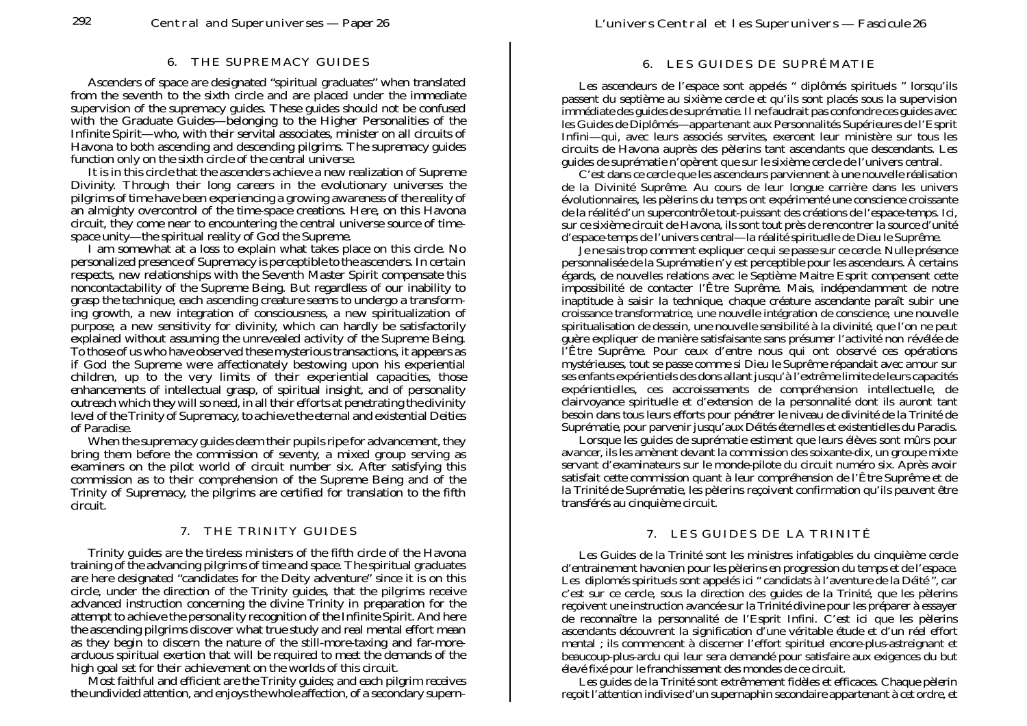## 6. THE SUPREMACY GUIDES

Ascenders of space are designated "spiritual graduates" when translated from the seventh to the sixth circle and are placed under the immediate supervision of the supremacy guides. These guides should not be confused with the Graduate Guides—belonging to the Higher Personalities of the Infinite Spirit—who, with their servital associates, minister on all circuits of Havona to both ascending and descending pilgrims. The supremacy guides function only on the sixth circle of the central universe.

It is in this circle that the ascenders achieve a new realization of Supreme Divinity. Through their long careers in the evolutionary universes the pilgrims of time have been experiencing a growing awareness of the reality of an almighty overcontrol of the time-space creations. Here, on this Havona circuit, they come near to encountering the central universe source of time-space unity—the spiritual reality of God the Supreme.

I am somewhat at a loss to explain what takes place on this circle. No personalized presence of Supremacy is perceptible to the ascenders. In certain respects, new relationships with the Seventh Master Spirit compensate this noncontactability of the Supreme Being. But regardless of our inability to grasp the technique, each ascending creature seems to undergo a transforming growth, a new integration of consciousness, a new spiritualization of purpose, a new sensitivity for divinity, which can hardly be satisfactorily explained without assuming the unrevealed activity of the Supreme Being. To those of us who have observed these mysterious transactions, it appears as if God the Supreme were affectionately bestowing upon his experiential children, up to the very limits of their experiential capacities, those enhancements of intellectual grasp, of spiritual insight, and of personality outreach which they will so need, in all their efforts at penetrating the divinity level of the Trinity of Supremacy, to achieve the eternal and existential Deities of Paradise.

When the supremacy guides deem their pupils ripe for advancement, they bring them before the commission of seventy, a mixed group serving as examiners on the pilot world of circuit number six. After satisfying this commission as to their comprehension of the Supreme Being and of the Trinity of Supremacy, the pilgrims are certified for translation to the fifth circuit.

## 7. THE TRINITY GUIDES

Trinity guides are the tireless ministers of the fifth circle of the Havona training of the advancing pilgrims of time and space. The spiritual graduates are here designated "candidates for the Deity adventure" since it is on this circle, under the direction of the Trinity guides, that the pilgrims receive advanced instruction concerning the divine Trinity in preparation for the attempt to achieve the personality recognition of the Infinite Spirit. And here the ascending pilgrims discover what true study and real mental effort mean as they begin to discern the nature of the still-more-taxing and far-more-arduous spiritual exertion that will be required to meet the demands of the high goal set for their achievement on the worlds of this circuit.

Most faithful and efficient are the Trinity guides; and each pilgrim receives the undivided attention, and enjoys the whole affection, of a secondary supern-

## 6. LES GUIDES DE SUPRÉMATIE

Les ascendeurs de l'espace sont appelés " diplômés spirituels " lorsqu'ils passent du septième au sixième cercle et qu'ils sont placés sous la supervision immédiate des guides de suprématie. Il ne faudrait pas confondre ces guides avec les Guides de Diplômés—appartenant aux Personnalités Supérieures de l'Esprit Infini—qui, avec leurs associés servites, exercent leur ministère sur tous les circuits de Havona auprès des pèlerins tant ascendants que descendants. Les guides de suprématie n'opèrent que sur le sixième cercle de l'univers central.

C'est dans ce cercle que les ascendeurs parviennent à une nouvelle réalisation de la Divinité Suprême. Au cours de leur longue carrière dans les univers évolutionnaires, les pèlerins du temps ont expérimenté une conscience croissante de la réalité d'un supercontrôle tout-puissant des créations de l'espace-temps. Ici, sur ce sixième circuit de Havona, ils sont tout près de rencontrer la source d'unité d'espace-temps de l'univers central—la réalité spirituelle de Dieu le Suprême.

Je ne sais trop comment expliquer ce qui se passe sur ce cercle. Nulle présence personnalisée de la Suprématie n'y est perceptible pour les ascendeurs. À certains égards, de nouvelles relations avec le Septième Maitre Esprit compensent cette impossibilité de contacter l'Être Suprême. Mais, indépendamment de notre inaptitude à saisir la technique, chaque créature ascendante paraît subir une croissance transformatrice, une nouvelle intégration de conscience, une nouvelle spiritualisation de dessein, une nouvelle sensibilité à la divinité, que l'on ne peut guère expliquer de manière satisfaisante sans présumer l'activité non révélée de l'Être Suprême. Pour ceux d'entre nous qui ont observé ces opérations mystérieuses, tout se passe comme si Dieu le Suprême répandait avec amour sur ses enfants expérientiels des dons allant jusqu'à l'extrême limite de leurs capacités expérientielles, ces accroissements de compréhension intellectuelle, de clairvoyance spirituelle et d'extension de la personnalité dont ils auront tant besoin dans tous leurs efforts pour pénétrer le niveau de divinité de la Trinité de Suprématie, pour parvenir jusqu'aux Déités éternelles et existentielles du Paradis.

Lorsque les guides de suprématie estiment que leurs élèves sont mûrs pour avancer, ils les amènent devant la commission des soixante-dix, un groupe mixte servant d'examinateurs sur le monde-pilote du circuit numéro six. Après avoir satisfait cette commission quant à leur compréhension de l'Être Suprême et de la Trinité de Suprématie, les pèlerins reçoivent confirmation qu'ils peuvent être transférés au cinquième circuit.

## 7. LES GUIDES DE LA TRINITÉ

Les Guides de la Trinité sont les ministres infatigables du cinquième cercle d'entrainement havonien pour les pèlerins en progression du temps et de l'espace. Les diplômés spirituels sont appelés ici " candidats à l'aventure de la Déité ", car c'est sur ce cercle, sous la direction des guides de la Trinité, que les pèlerins reçoivent une instruction avancée sur la Trinité divine pour les préparer à essayer de reconnaître la personnalité de l'Esprit Infini. C'est ici que les pèlerins ascendants découvrent la signification d'une véritable étude et d'un réel effort mental ; ils commencent à discerner l'effort spirituel encore-plus-astreignant et beaucoup-plus-ardu qui leur sera demandé pour satisfaire aux exigences du but élevé fixé pour le franchissement des mondes de ce circuit.

Les guides de la Trinité sont extrêmement fidèles et efficaces. Chaque pèlerin reçoit l'attention indivise d'un supernaphin secondaire appartenant à cet ordre, et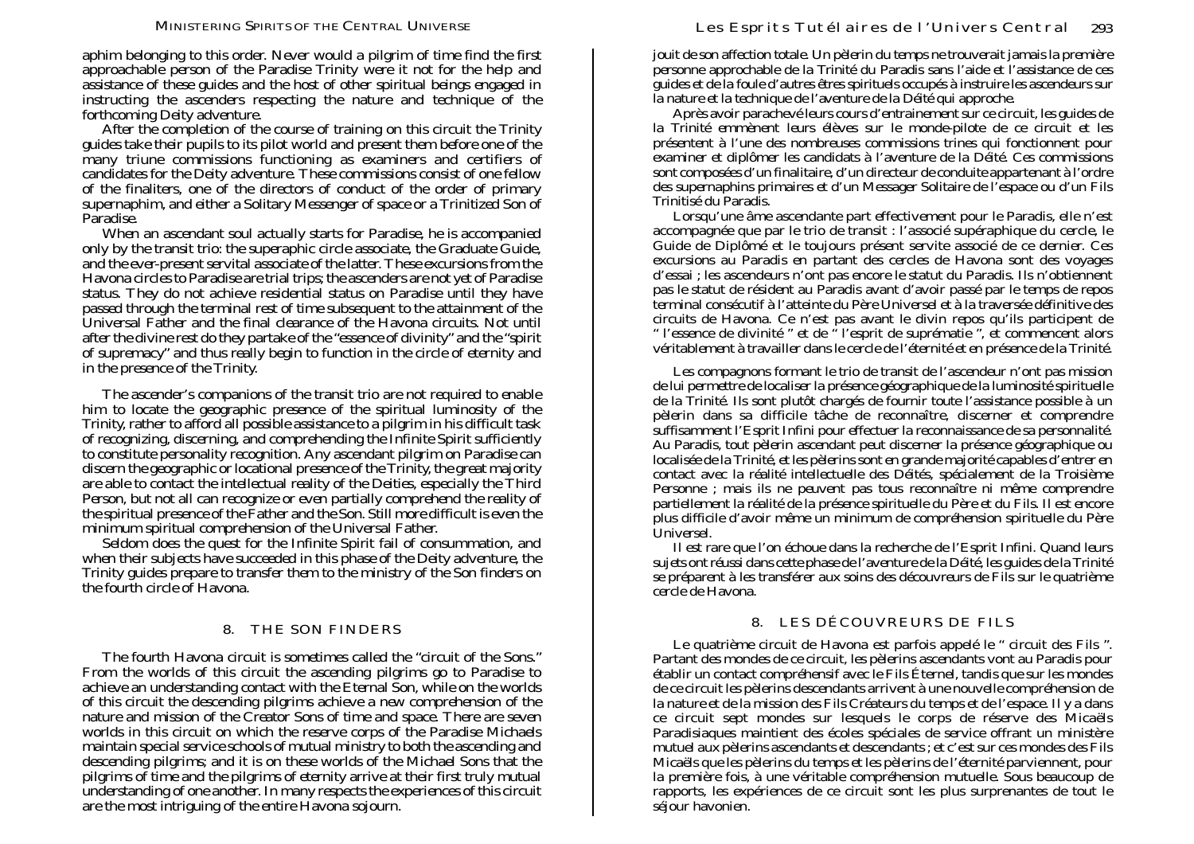aphim belonging to this order. Never would a pilgrim of time find the first approachable person of the Paradise Trinity were it not for the help and assistance of these guides and the host of other spiritual beings engaged in instructing the ascenders respecting the nature and technique of the forthcoming Deity adventure.

After the completion of the course of training on this circuit the Trinity guides take their pupils to its pilot world and present them before one of the many triune commissions functioning as examiners and certifiers of candidates for the Deity adventure. These commissions consist of one fellow of the finaliters, one of the directors of conduct of the order of primary supernaphim, and either a Solitary Messenger of space or a Trinitized Son of Paradise.

When an ascendant soul actually starts for Paradise, he is accompanied only by the transit trio: the superaphic circle associate, the Graduate Guide, and the ever-present servital associate of the latter. These excursions from the Havona circles to Paradise are trial trips; the ascenders are not yet of Paradise status. They do not achieve residential status on Paradise until they have passed through the terminal rest of time subsequent to the attainment of the Universal Father and the final clearance of the Havona circuits. Not until after the divine rest do they partake of the "essence of divinity" and the "spirit of supremacy" and thus really begin to function in the circle of eternity and in the presence of the Trinity.

The ascender's companions of the transit trio are not required to enable him to locate the geographic presence of the spiritual luminosity of the Trinity, rather to afford all possible assistance to a pilgrim in his difficult task of recognizing, discerning, and comprehending the Infinite Spirit sufficiently to constitute personality recognition. Any ascendant pilgrim on Paradise can discern the geographic or locational presence of the Trinity, the great majority are able to contact the intellectual reality of the Deities, especially the Third Person, but not all can recognize or even partially comprehend the reality of the spiritual presence of the Father and the Son. Still more difficult is even the minimum spiritual comprehension of the Universal Father.

Seldom does the quest for the Infinite Spirit fail of consummation, and when their subjects have succeeded in this phase of the Deity adventure, the Trinity guides prepare to transfer them to the ministry of the Son finders on the fourth circle of Havona.

## 8. THE SON FINDERS

The fourth Havona circuit is sometimes called the "circuit of the Sons." From the worlds of this circuit the ascending pilgrims go to Paradise to achieve an understanding contact with the Eternal Son, while on the worlds of this circuit the descending pilgrims achieve a new comprehension of the nature and mission of the Creator Sons of time and space. There are seven worlds in this circuit on which the reserve corps of the Paradise Michaels maintain special service schools of mutual ministry to both the ascending and descending pilgrims; and it is on these worlds of the Michael Sons that the pilgrims of time and the pilgrims of eternity arrive at their first truly mutual understanding of one another. In many respects the experiences of this circuit are the most intriguing of the entire Havona sojourn.

jouit de son affection totale. Un pèlerin du temps ne trouverait jamais la première personne approchable de la Trinité du Paradis sans l'aide et l'assistance de ces guides et de la foule d'autres êtres spirituels occupés à instruire les ascendeurs sur la nature et la technique de l'aventure de la Déité qui approche.

Après avoir parachevé leurs cours d'entrainement sur ce circuit, les guides de la Trinité emmènent leurs élèves sur le monde-pilote de ce circuit et les présentent à l'une des nombreuses commissions trines qui fonctionnent pour examiner et diplômer les candidats à l'aventure de la Déité. Ces commissions sont composées d'un finalitaire, d'un directeur de conduite appartenant à l'ordre des supernaphins primaires et d'un Messager Solitaire de l'espace ou d'un Fils Trinitisé du Paradis.

Lorsqu'une âme ascendante part effectivement pour le Paradis, elle n'est accompagnée que par le trio de transit : l'associé supéraphique du cercle, le Guide de Diplômé et le toujours présent servite associé de ce dernier. Ces excursions au Paradis en partant des cercles de Havona sont des voyages d'essai ; les ascendeurs n'ont pas encore le statut du Paradis. Ils n'obtiennent pas le statut de résident au Paradis avant d'avoir passé par le temps de repos terminal consécutif à l'atteinte du Père Universel et à la traversée définitive des circuits de Havona. Ce n'est pas avant le divin repos qu'ils participent de " l'essence de divinité " et de " l'esprit de suprématie ", et commencent alors véritablement à travailler dans le cercle de l'éternité et en présence de la Trinité.

Les compagnons formant le trio de transit de l'ascendeur n'ont pas mission de lui permettre de localiser la présence géographique de la luminosité spirituelle de la Trinité. Ils sont plutôt chargés de fournir toute l'assistance possible à un pèlerin dans sa difficile tâche de reconnaître, discerner et comprendre suffisamment l'Esprit Infini pour effectuer la reconnaissance de sa personnalité. Au Paradis, tout pèlerin ascendant peut discerner la présence géographique ou localisée de la Trinité, et les pèlerins sont en grande majorité capables d'entrer en contact avec la réalité intellectuelle des Déités, spécialement de la Troisième Personne ; mais ils ne peuvent pas tous reconnaître ni même comprendre partiellement la réalité de la présence spirituelle du Père et du Fils. Il est encore plus difficile d'avoir même un minimum de compréhension spirituelle du Père Universel.

Il est rare que l'on échoue dans la recherche de l'Esprit Infini. Quand leurs sujets ont réussi dans cette phase de l'aventure de la Déité, les guides de la Trinité se préparent à les transférer aux soins des découvreurs de Fils sur le quatrième cercle de Havona.

## 8. LES DÉCOUVREURS DE FILS

Le quatrième circuit de Havona est parfois appelé le " circuit des Fils ". Partant des mondes de ce circuit, les pèlerins ascendants vont au Paradis pour établir un contact compréhensif avec le Fils Éternel, tandis que sur les mondes de ce circuit les pèlerins descendants arrivent à une nouvelle compréhension de la nature et de la mission des Fils Créateurs du temps et de l'espace. Il y a dans ce circuit sept mondes sur lesquels le corps de réserve des Micaëls Paradisiaques maintient des écoles spéciales de service offrant un ministère mutuel aux pèlerins ascendants et descendants ; et c'est sur ces mondes des Fils Micaëls que les pèlerins du temps et les pèlerins de l'éternité parviennent, pour la première fois, à une véritable compréhension mutuelle. Sous beaucoup de rapports, les expériences de ce circuit sont les plus surprenantes de tout le séjour havonien.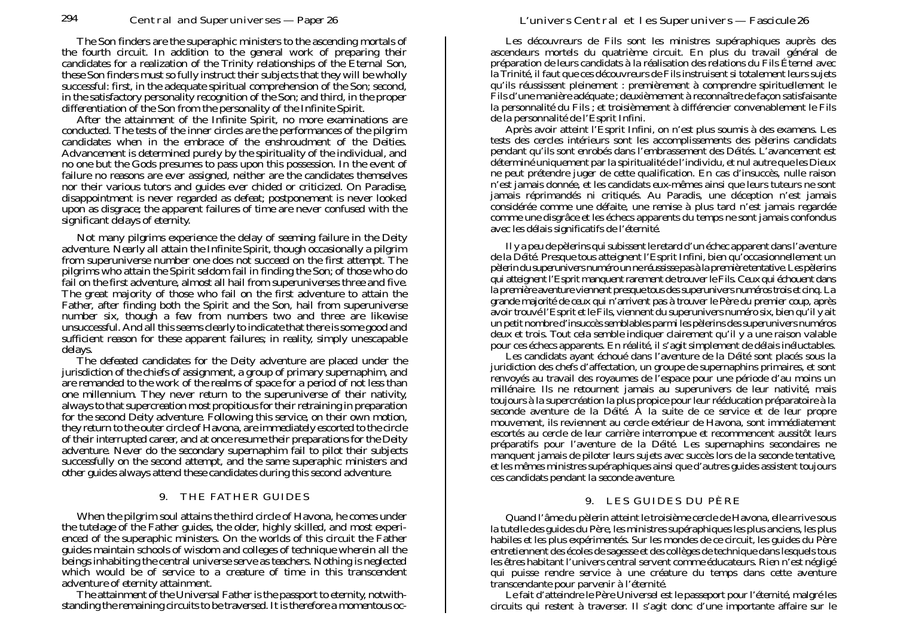The Son finders are the superaphic ministers to the ascending mortals of the fourth circuit. In addition to the general work of preparing their candidates for a realization of the Trinity relationships of the Eternal Son, these Son finders must so fully instruct their subjects that they will be wholly successful: first, in the adequate spiritual comprehension of the Son; second, in the satisfactory personality recognition of the Son; and third, in the proper differentiation of the Son from the personality of the Infinite Spirit.

After the attainment of the Infinite Spirit, no more examinations are conducted. The tests of the inner circles are the performances of the pilgrim candidates when in the embrace of the enshroudment of the Deities. Advancement is determined purely by the spirituality of the individual, and no one but the Gods presumes to pass upon this possession. In the event of failure no reasons are ever assigned, neither are the candidates themselves nor their various tutors and guides ever chided or criticized. On Paradise, disappointment is never regarded as defeat; postponement is never looked upon as disgrace; the apparent failures of time are never confused with the significant delays of eternity.

Not many pilgrims experience the delay of seeming failure in the Deity adventure. Nearly all attain the Infinite Spirit, though occasionally a pilgrim from superuniverse number one does not succeed on the first attempt. The pilgrims who attain the Spirit seldom fail in finding the Son; of those who do fail on the first adventure, almost all hail from superuniverses three and five. The great majority of those who fail on the first adventure to attain the Father, after finding both the Spirit and the Son, hail from superuniverse number six, though a few from numbers two and three are likewise unsuccessful. And all this seems clearly to indicate that there is some good and sufficient reason for these apparent failures; in reality, simply unescapable delays.

The defeated candidates for the Deity adventure are placed under the jurisdiction of the chiefs of assignment, a group of primary supernaphim, and are remanded to the work of the realms of space for a period of not less than one millennium. They never return to the superuniverse of their nativity, always to that supercreation most propitious for their retraining in preparation for the second Deity adventure. Following this service, on their own motion, they return to the outer circle of Havona, are immediately escorted to the circle of their interrupted career, and at once resume their preparations for the Deity adventure. Never do the secondary supernaphim fail to pilot their subjects successfully on the second attempt, and the same superaphic ministers and other guides always attend these candidates during this second adventure.

## 9. THE FATHER GUIDES

When the pilgrim soul attains the third circle of Havona, he comes under the tutelage of the Father guides, the older, highly skilled, and most experienced of the superaphic ministers. On the worlds of this circuit the Father guides maintain schools of wisdom and colleges of technique wherein all the beings inhabiting the central universe serve as teachers. Nothing is neglected which would be of service to a creature of time in this transcendent adventure of eternity attainment.

The attainment of the Universal Father is the passport to eternity, notwithstanding the remaining circuits to be traversed. It is therefore a momentous oc-

---

Les découvreurs de Fils sont les ministres supéraphiques auprès des ascendeurs mortels du quatrième circuit. En plus du travail général de préparation de leurs candidats à la réalisation des relations du Fils Éternel avec la Trinité, il faut que ces découvreurs de Fils instruisent si totalement leurs sujets qu'ils réussissent pleinement : premièrement à comprendre spirituellement le Fils d'une manière adéquate ; deuxièmement à reconnaître de façon satisfaisante la personnalité du Fils ; et troisièmement à différencier convenablement le Fils de la personnalité de l'Esprit Infini.

Après avoir atteint l'Esprit Infini, on n'est plus soumis à des examens. Les tests des cercles intérieurs sont les accomplissements des pèlerins candidats pendant qu'ils sont enrobés dans l'embrassement des Déités. L'avancement est déterminé uniquement par la spiritualité de l'individu, et nul autre que les Dieux ne peut prétendre juger de cette qualification. En cas d'insuccès, nulle raison n'est jamais donnée, et les candidats eux-mêmes ainsi que leurs tuteurs ne sont jamais réprimandés ni critiqués. Au Paradis, une déception n'est jamais considérée comme une défaite, une remise à plus tard n'est jamais regardée comme une disgrâce et les échecs apparents du temps ne sont jamais confondus avec les délais significatifs de l'éternité.

Il y a peu de pèlerins qui subissent le retard d'un échec apparent dans l'aventure de la Déité. Presque tous atteignent l'Esprit Infini, bien qu'occasionnellement un pèlerin du superunivers numéro un ne réussisse pas à la première tentative. Les pèlerins qui atteignent l'Esprit manquent rarement de trouver le Fils. Ceux qui échouent dans la première aventure viennent presque tous des superunivers numéros trois et cinq. La grande majorité de ceux qui n'arrivent pas à trouver le Père du premier coup, après avoir trouvé l'Esprit et le Fils, viennent du superunivers numéro six, bien qu'il y ait un petit nombre d'insuccès semblables parmi les pèlerins des superunivers numéros deux et trois. Tout cela semble indiquer clairement qu'il y a une raison valable pour ces échecs apparents. En réalité, il s'agit simplement de délais inéluctables.

Les candidats ayant échoué dans l'aventure de la Déité sont placés sous la juridiction des chefs d'affectation, un groupe de supernaphins primaires, et sont renvoyés au travail des royaumes de l'espace pour une période d'au moins un millénaire. Ils ne retournent jamais au superunivers de leur nativité, mais toujours à la supercréation la plus propice pour leur rééducation préparatoire à la seconde aventure de la Déité. À la suite de ce service et de leur propre mouvement, ils reviennent au cercle extérieur de Havona, sont immédiatement escortés au cercle de leur carrière interrompue et recommencent aussitôt leurs préparatifs pour l'aventure de la Déité. Les supernaphins secondaires ne manquent jamais de piloter leurs sujets avec succès lors de la seconde tentative, et les mêmes ministres supéraphiques ainsi que d'autres guides assistent toujours ces candidats pendant la seconde aventure.

## 9. LES GUIDES DU PÈRE

Quand l'âme du pèlerin atteint le troisième cercle de Havona, elle arrive sous la tutelle des guides du Père, les ministres supéraphiques les plus anciens, les plus habiles et les plus expérimentés. Sur les mondes de ce circuit, les guides du Père entretiennent des écoles de sagesse et des collèges de technique dans lesquels tous les êtres habitant l'univers central servent comme éducateurs. Rien n'est négligé qui puisse rendre service à une créature du temps dans cette aventure transcendante pour parvenir à l'éternité.

Le fait d'atteindre le Père Universel est le passeport pour l'éternité, malgré les circuits qui restent à traverser. Il s'agit donc d'une importante affaire sur le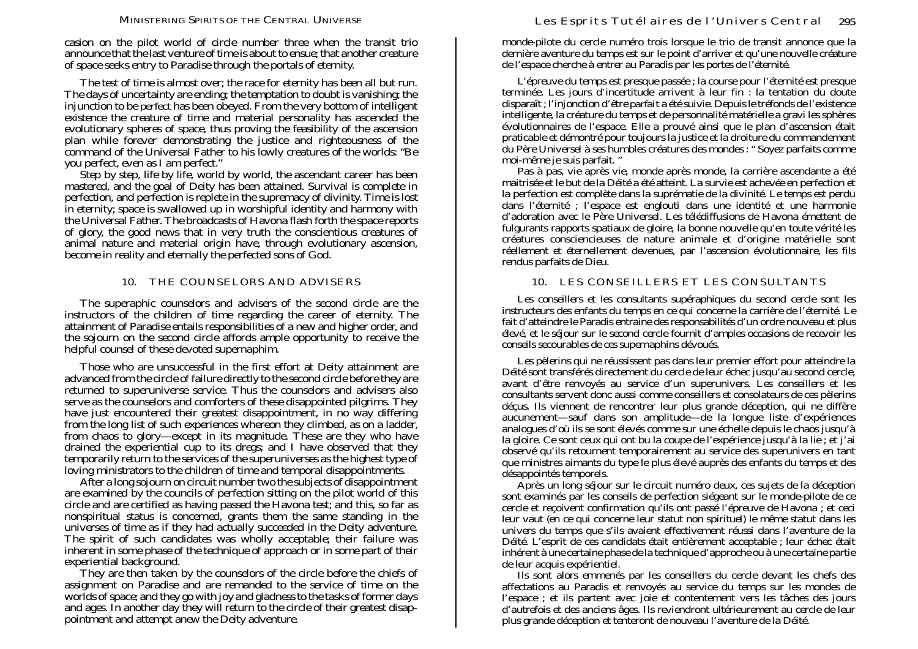casion on the pilot world of circle number three when the transit trio announce that the last venture of time is about to ensue; that another creature of space seeks entry to Paradise through the portals of eternity.

The test of time is almost over; the race for eternity has been all but run. The days of uncertainty are ending; the temptation to doubt is vanishing; the injunction to be perfect has been obeyed. From the very bottom of intelligent existence the creature of time and material personality has ascended the evolutionary spheres of space, thus proving the feasibility of the ascension plan while forever demonstrating the justice and righteousness of the command of the Universal Father to his lowly creatures of the worlds: "Be you perfect, even as I am perfect."

Step by step, life by life, world by world, the ascendant career has been mastered, and the goal of Deity has been attained. Survival is complete in perfection, and perfection is replete in the supremacy of divinity. Time is lost in eternity; space is swallowed up in worshipful identity and harmony with the Universal Father. The broadcasts of Havona flash forth the space reports of glory, the good news that in very truth the conscientious creatures of animal nature and material origin have, through evolutionary ascension, become in reality and eternally the perfected sons of God.

## 10. THE COUNSELORS AND ADVISERS

The superaphic counselors and advisers of the second circle are the instructors of the children of time regarding the career of eternity. The attainment of Paradise entails responsibilities of a new and higher order, and the sojourn on the second circle affords ample opportunity to receive the helpful counsel of these devoted supernaphim.

Those who are unsuccessful in the first effort at Deity attainment are advanced from the circle of failure directly to the second circle before they are returned to superuniverse service. Thus the counselors and advisers also serve as the counselors and comforters of these disappointed pilgrims. They have just encountered their greatest disappointment, in no way differing from the long list of such experiences whereon they climbed, as on a ladder, from chaos to glory—except in its magnitude. These are they who have drained the experiential cup to its dregs; and I have observed that they temporarily return to the services of the superuniverses as the highest type of loving ministrators to the children of time and temporal disappointments.

After a long sojourn on circuit number two the subjects of disappointment are examined by the councils of perfection sitting on the pilot world of this circle and are certified as having passed the Havona test; and this, so far as nonspiritual status is concerned, grants them the same standing in the universes of time as if they had actually succeeded in the Deity adventure. The spirit of such candidates was wholly acceptable; their failure was inherent in some phase of the technique of approach or in some part of their experiential background.

They are then taken by the counselors of the circle before the chiefs of assignment on Paradise and are remanded to the service of time on the worlds of space; and they go with joy and gladness to the tasks of former days and ages. In another day they will return to the circle of their greatest disappointment and attempt anew the Deity adventure.

monde-pilote du cercle numéro trois lorsque le trio de transit annonce que la dernière aventure du temps est sur le point d'arriver et qu'une nouvelle créature de l'espace cherche à entrer au Paradis par les portes de l'éternité.

L'épreuve du temps est presque passée ; la course pour l'éternité est presque terminée. Les jours d'incertitude arrivent à leur fin : la tentation du doute disparaît ; l'injonction d'être parfait a été suivie. Depuis le tréfonds de l'existence intelligente, la créature du temps et de personnalité matérielle a gravi les sphères évolutionnaires de l'espace. Elle a prouvé ainsi que le plan d'ascension était praticable et démontré pour toujours la justice et la droiture du commandement du Père Universel à ses humbles créatures des mondes : " Soyez parfaits comme moi-même je suis parfait. "

Pas à pas, vie après vie, monde après monde, la carrière ascendante a été maitrisée et le but de la Déité a été atteint. La survie est achevée en perfection et la perfection est complète dans la suprématie de la divinité. Le temps est perdu dans l'éternité ; l'espace est englouti dans une identité et une harmonie d'adoration avec le Père Universel. Les télédiffusions de Havona émettent de fulgurants rapports spatiaux de gloire, la bonne nouvelle qu'en toute vérité les créatures consciencieuses de nature animale et d'origine matérielle sont réellement et éternellement devenues, par l'ascension évolutionnaire, les fils rendus parfaits de Dieu.

## 10. LES CONSEILLERS ET LES CONSULTANTS

Les conseillers et les consultants supéraphiques du second cercle sont les instructeurs des enfants du temps en ce qui concerne la carrière de l'éternité. Le fait d'atteindre le Paradis entraine des responsabilités d'un ordre nouveau et plus élevé, et le séjour sur le second cercle fournit d'amples occasions de recevoir les conseils secourables de ces supernaphins dévoués.

Les pèlerins qui ne réussissent pas dans leur premier effort pour atteindre la Déité sont transférés directement du cercle de leur échec jusqu'au second cercle, avant d'être renvoyés au service d'un superunivers. Les conseillers et les consultants servent donc aussi comme conseillers et consolateurs de ces pèlerins déçus. Ils viennent de rencontrer leur plus grande déception, qui ne diffère aucunement—sauf dans son amplitude—de la longue liste d'expériences analogues d'où ils se sont élevés comme sur une échelle depuis le chaos jusqu'à la gloire. Ce sont ceux qui ont bu la coupe de l'expérience jusqu'à la lie ; et j'ai observé qu'ils retournent temporairement au service des superunivers en tant que ministres aimants du type le plus élevé auprès des enfants du temps et des désappointés temporels.

Après un long séjour sur le circuit numéro deux, ces sujets de la déception sont examinés par les conseils de perfection siégeant sur le monde-pilote de ce cercle et reçoivent confirmation qu'ils ont passé l'épreuve de Havona ; et ceci leur vaut (en ce qui concerne leur statut non spirituel) le même statut dans les univers du temps que s'ils avaient effectivement réussi dans l'aventure de la Déité. L'esprit de ces candidats était entièrement acceptable ; leur échec était inhérent à une certaine phase de la technique d'approche ou à une certaine partie de leur acquis expérientiel.

Ils sont alors emmenés par les conseillers du cercle devant les chefs des affectations au Paradis et renvoyés au service du temps sur les mondes de l'espace ; et ils partent avec joie et contentement vers les tâches des jours d'autrefois et des anciens âges. Ils reviendront ultérieurement au cercle de leur plus grande déception et tenteront de nouveau l'aventure de la Déité.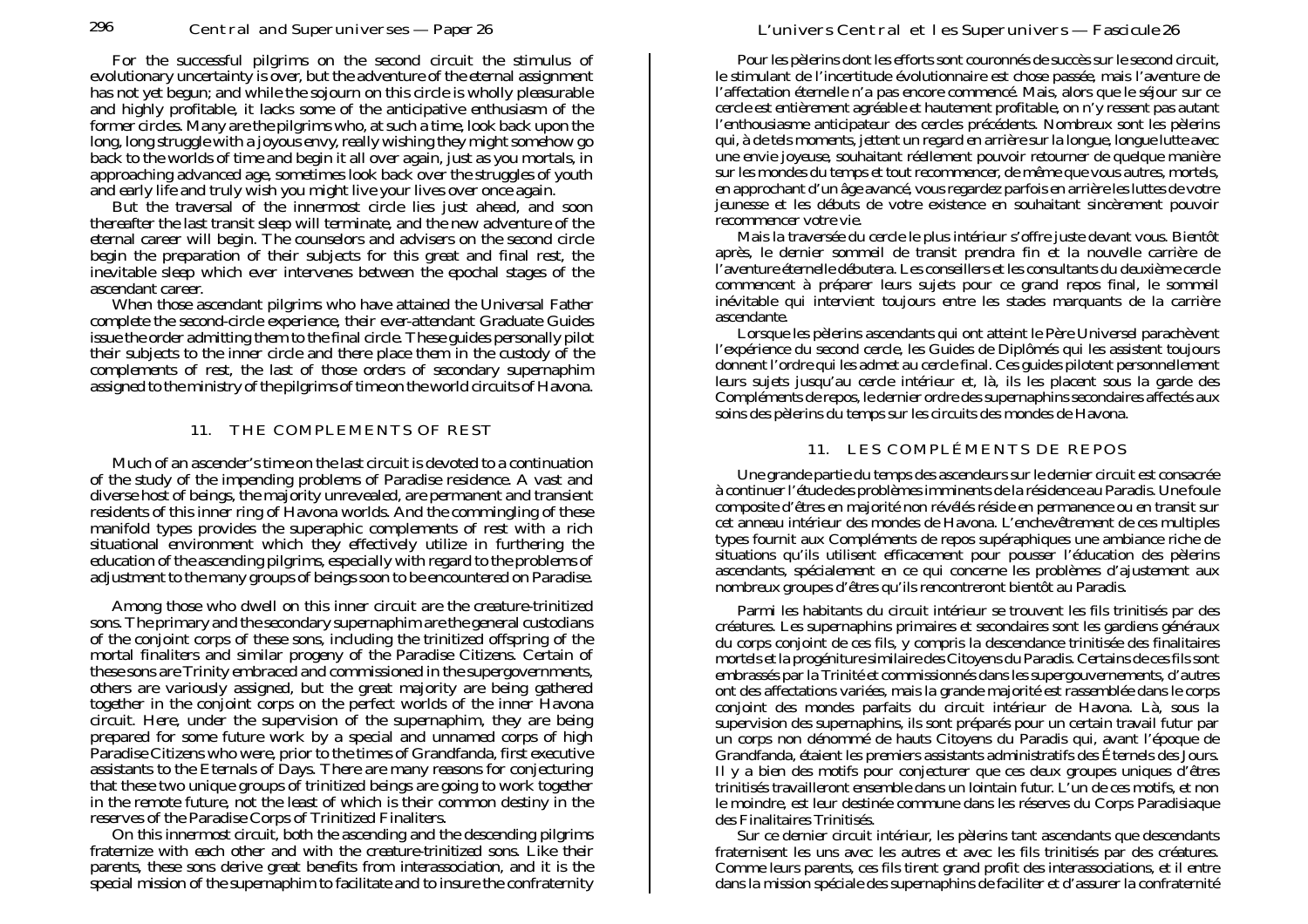For the successful pilgrims on the second circuit the stimulus of evolutionary uncertainty is over, but the adventure of the eternal assignment has not yet begun; and while the sojourn on this circle is wholly pleasurable and highly profitable, it lacks some of the anticipative enthusiasm of the former circles. Many are the pilgrims who, at such a time, look back upon the long, long struggle with a joyous envy, really wishing they might somehow go back to the worlds of time and begin it all over again, just as you mortals, in approaching advanced age, sometimes look back over the struggles of youth and early life and truly wish you might live your lives over once again.

But the traversal of the innermost circle lies just ahead, and soon thereafter the last transit sleep will terminate, and the new adventure of the eternal career will begin. The counselors and advisers on the second circle begin the preparation of their subjects for this great and final rest, the inevitable sleep which ever intervenes between the epochal stages of the ascendant career.

When those ascendant pilgrims who have attained the Universal Father complete the second-circle experience, their ever-attendant Graduate Guides issue the order admitting them to the final circle. These guides personally pilot their subjects to the inner circle and there place them in the custody of the complements of rest, the last of those orders of secondary supernaphim assigned to the ministry of the pilgrims of time on the world circuits of Havona.

## 11. THE COMPLEMENTS OF REST

Much of an ascender's time on the last circuit is devoted to a continuation of the study of the impending problems of Paradise residence. A vast and diverse host of beings, the majority unrevealed, are permanent and transient residents of this inner ring of Havona worlds. And the commingling of these manifold types provides the superaphic complements of rest with a rich situational environment which they effectively utilize in furthering the education of the ascending pilgrims, especially with regard to the problems of adjustment to the many groups of beings soon to be encountered on Paradise.

Among those who dwell on this inner circuit are the creature-trinitized sons. The primary and the secondary supernaphim are the general custodians of the conjoint corps of these sons, including the trinitized offspring of the mortal finaliters and similar progeny of the Paradise Citizens. Certain of these sons are Trinity embraced and commissioned in the supergovernments, others are variously assigned, but the great majority are being gathered together in the conjoint corps on the perfect worlds of the inner Havona circuit. Here, under the supervision of the supernaphim, they are being prepared for some future work by a special and unnamed corps of high Paradise Citizens who were, prior to the times of Grandfanda, first executive assistants to the Eternals of Days. There are many reasons for conjecturing that these two unique groups of trinitized beings are going to work together in the remote future, not the least of which is their common destiny in the reserves of the Paradise Corps of Trinitized Finaliters.

On this innermost circuit, both the ascending and the descending pilgrims fraternize with each other and with the creature-trinitized sons. Like their parents, these sons derive great benefits from interassociation, and it is the special mission of the supernaphim to facilitate and to insure the confraternity

Pour les pèlerins dont les efforts sont couronnés de succès sur le second circuit, le stimulant de l'incertitude évolutionnaire est chose passée, mais l'aventure de l'affectation éternelle n'a pas encore commencé. Mais, alors que le séjour sur ce cercle est entièrement agréable et hautement profitable, on n'y ressent pas autant l'enthousiasme anticipateur des cercles précédents. Nombreux sont les pèlerins qui, à de tels moments, jettent un regard en arrière sur la longue, longue lutte avec une envie joyeuse, souhaitant réellement pouvoir retourner de quelque manière sur les mondes du temps et tout recommencer, de même que vous autres, mortels, en approchant d'un âge avancé, vous regardez parfois en arrière les luttes de votre jeunesse et les débuts de votre existence en souhaitant sincèrement pouvoir recommencer votre vie.

Mais la traversée du cercle le plus intérieur s'offre juste devant vous. Bientôt après, le dernier sommeil de transit prendra fin et la nouvelle carrière de l'aventure éternelle débutera. Les conseillers et les consultants du deuxième cercle commencent à préparer leurs sujets pour ce grand repos final, le sommeil inévitable qui intervient toujours entre les stades marquants de la carrière ascendante.

Lorsque les pèlerins ascendants qui ont atteint le Père Universel parachèvent l'expérience du second cercle, les Guides de Diplômés qui les assistent toujours donnent l'ordre qui les admet au cercle final. Ces guides pilotent personnellement leurs sujets jusqu'au cercle intérieur et, là, ils les placent sous la garde des Compléments de repos, le dernier ordre des supernaphins secondaires affectés aux soins des pèlerins du temps sur les circuits des mondes de Havona.

## 11. LES COMPLÉMENTS DE REPOS

Une grande partie du temps des ascendeurs sur le dernier circuit est consacrée à continuer l'étude des problèmes imminents de la résidence au Paradis. Une foule composite d'êtres en majorité non révélés réside en permanence ou en transit sur cet anneau intérieur des mondes de Havona. L'enchevêtrement de ces multiples types fournit aux Compléments de repos supéraphiques une ambiance riche de situations qu'ils utilisent efficacement pour pousser l'éducation des pèlerins ascendants, spécialement en ce qui concerne les problèmes d'ajustement aux nombreux groupes d'êtres qu'ils rencontreront bientôt au Paradis.

Parmi les habitants du circuit intérieur se trouvent les fils trinitisés par des créatures. Les supernaphins primaires et secondaires sont les gardiens généraux du corps conjoint de ces fils, y compris la descendance trinitisée des finalitaires mortels et la progéniture similaire des Citoyens du Paradis. Certains de ces fils sont embrassés par la Trinité et commissionnés dans les supergouvernements, d'autres ont des affectations variées, mais la grande majorité est rassemblée dans le corps conjoint des mondes parfaits du circuit intérieur de Havona. Là, sous la supervision des supernaphins, ils sont préparés pour un certain travail futur par un corps non dénommé de hauts Citoyens du Paradis qui, avant l'époque de Grandfanda, étaient les premiers assistants administratifs des Éternels des Jours. Il y a bien des motifs pour conjecturer que ces deux groupes uniques d'êtres trinitisés travailleront ensemble dans un lointain futur. L'un de ces motifs, et non le moindre, est leur destinée commune dans les réserves du Corps Paradisiaque des Finalitaires Trinitisés.

Sur ce dernier circuit intérieur, les pèlerins tant ascendants que descendants fraternisent les uns avec les autres et avec les fils trinitisés par des créatures. Comme leurs parents, ces fils tirent grand profit des interassociations, et il entre dans la mission spéciale des supernaphins de faciliter et d'assurer la confraternité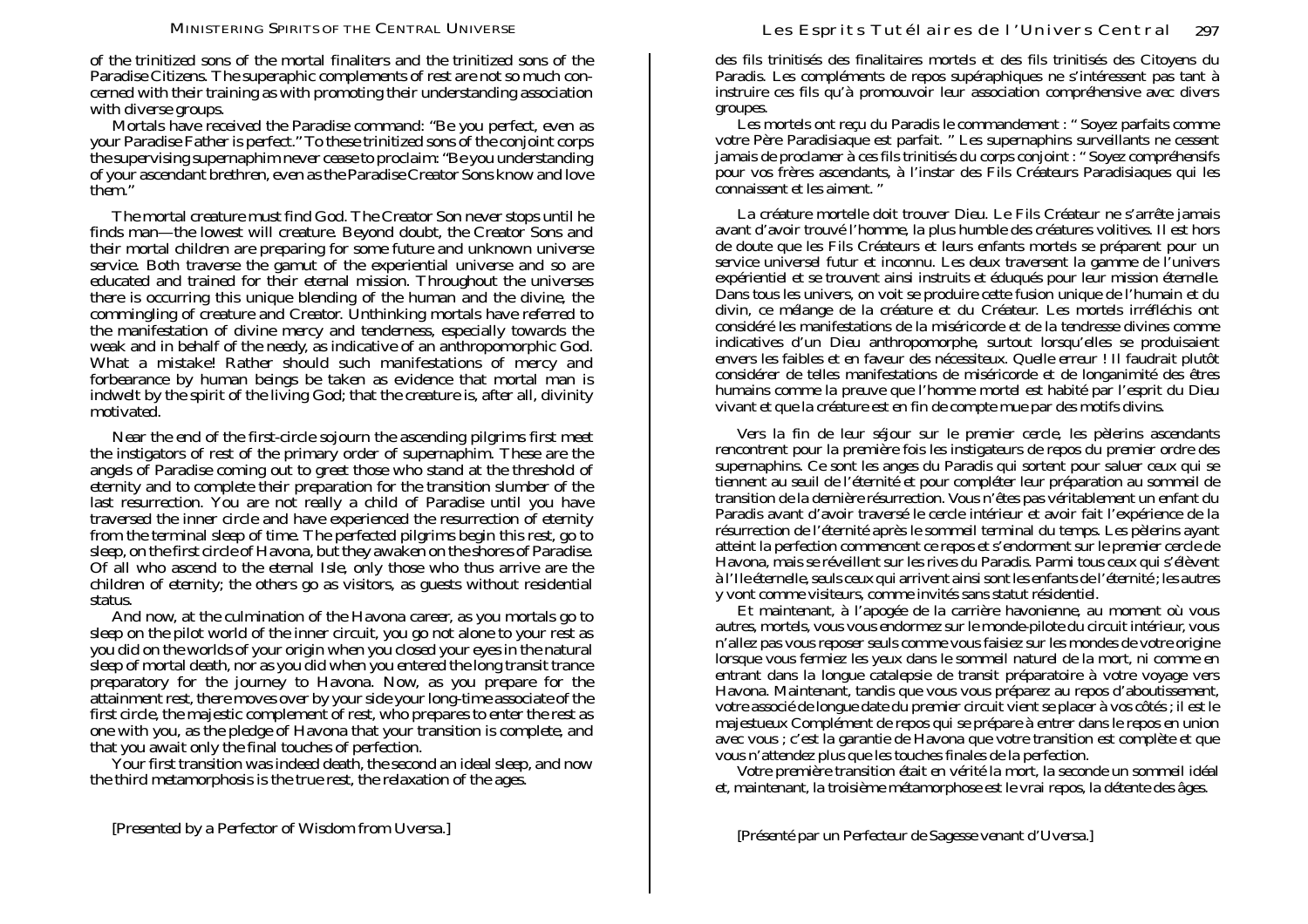of the trinitized sons of the mortal finaliters and the trinitized sons of the Paradise Citizens. The superaphic complements of rest are not so much concerned with their training as with promoting their understanding association with diverse groups.

Mortals have received the Paradise command: "Be you perfect, even as your Paradise Father is perfect." To these trinitized sons of the conjoint corps the supervising supernaphim never cease to proclaim: "Be you understanding of your ascendant brethren, even as the Paradise Creator Sons know and love them."

The mortal creature must find God. The Creator Son never stops until he finds man—the lowest will creature. Beyond doubt, the Creator Sons and their mortal children are preparing for some future and unknown universe service. Both traverse the gamut of the experiential universe and so are educated and trained for their eternal mission. Throughout the universes there is occurring this unique blending of the human and the divine, the commingling of creature and Creator. Unthinking mortals have referred to the manifestation of divine mercy and tenderness, especially towards the weak and in behalf of the needy, as indicative of an anthropomorphic God. What a mistake! Rather should such manifestations of mercy and forbearance by human beings be taken as evidence that mortal man is indwelt by the spirit of the living God; that the creature is, after all, divinity motivated.

Near the end of the first-circle sojourn the ascending pilgrims first meet the instigators of rest of the primary order of supernaphim. These are the angels of Paradise coming out to greet those who stand at the threshold of eternity and to complete their preparation for the transition slumber of the last resurrection. You are not really a child of Paradise until you have traversed the inner circle and have experienced the resurrection of eternity from the terminal sleep of time. The perfected pilgrims begin this rest, go to sleep, on the first circle of Havona, but they awaken on the shores of Paradise. Of all who ascend to the eternal Isle, only those who thus arrive are the children of eternity; the others go as visitors, as guests without residential status.

And now, at the culmination of the Havona career, as you mortals go to sleep on the pilot world of the inner circuit, you go not alone to your rest as you did on the worlds of your origin when you closed your eyes in the natural sleep of mortal death, nor as you did when you entered the long transit trance preparatory for the journey to Havona. Now, as you prepare for the attainment rest, there moves over by your side your long-time associate of the first circle, the majestic complement of rest, who prepares to enter the rest as one with you, as the pledge of Havona that your transition is complete, and that you await only the final touches of perfection.

Your first transition was indeed death, the second an ideal sleep, and now the third metamorphosis is the true rest, the relaxation of the ages.

[Presented by a Perfector of Wisdom from Uversa.]

des fils trinitisés des finalitaires mortels et des fils trinitisés des Citoyens du Paradis. Les compléments de repos supéraphiques ne s'intéressent pas tant à instruire ces fils qu'à promouvoir leur association compréhensive avec divers groupes.

Les mortels ont reçu du Paradis le commandement : " Soyez parfaits comme votre Père Paradisiaque est parfait. " Les supernaphins surveillants ne cessent jamais de proclamer à ces fils trinitisés du corps conjoint : " Soyez compréhensifs pour vos frères ascendants, à l'instar des Fils Créateurs Paradisiaques qui les connaissent et les aiment. "

La créature mortelle doit trouver Dieu. Le Fils Créateur ne s'arrête jamais avant d'avoir trouvé l'homme, la plus humble des créatures volitives. Il est hors de doute que les Fils Créateurs et leurs enfants mortels se préparent pour un service universel futur et inconnu. Les deux traversent la gamme de l'univers expérientiel et se trouvent ainsi instruits et éduqués pour leur mission éternelle. Dans tous les univers, on voit se produire cette fusion unique de l'humain et du divin, ce mélange de la créature et du Créateur. Les mortels irréfléchis ont considéré les manifestations de la miséricorde et de la tendresse divines comme indicatives d'un Dieu anthropomorphe, surtout lorsqu'elles se produisaient envers les faibles et en faveur des nécessiteux. Quelle erreur ! Il faudrait plutôt considérer de telles manifestations de miséricorde et de longanimité des êtres humains comme la preuve que l'homme mortel est habité par l'esprit du Dieu vivant et que la créature est en fin de compte mue par des motifs divins.

Vers la fin de leur séjour sur le premier cercle, les pèlerins ascendants rencontrent pour la première fois les instigateurs de repos du premier ordre des supernaphins. Ce sont les anges du Paradis qui sortent pour saluer ceux qui se tiennent au seuil de l'éternité et pour compléter leur préparation au sommeil de transition de la dernière résurrection. Vous n'êtes pas véritablement un enfant du Paradis avant d'avoir traversé le cercle intérieur et avoir fait l'expérience de la résurrection de l'éternité après le sommeil terminal du temps. Les pèlerins ayant atteint la perfection commencent ce repos et s'endorment sur le premier cercle de Havona, mais se réveillent sur les rives du Paradis. Parmi tous ceux qui s'élèvent à l'Ile éternelle, seuls ceux qui arrivent ainsi sont les enfants de l'éternité ; les autres y vont comme visiteurs, comme invités sans statut résidentiel.

Et maintenant, à l'apogée de la carrière havonienne, au moment où vous autres, mortels, vous vous endormez sur le monde-pilote du circuit intérieur, vous n'allez pas vous reposer seuls comme vous faisiez sur les mondes de votre origine lorsque vous fermiez les yeux dans le sommeil naturel de la mort, ni comme en entrant dans la longue catalepsie de transit préparatoire à votre voyage vers Havona. Maintenant, tandis que vous vous préparez au repos d'aboutissement, votre associé de longue date du premier circuit vient se placer à vos côtés ; il est le majestueux Complément de repos qui se prépare à entrer dans le repos en union avec vous ; c'est la garantie de Havona que votre transition est complète et que vous n'attendez plus que les touches finales de la perfection.

Votre première transition était en vérité la mort, la seconde un sommeil idéal et, maintenant, la troisième métamorphose est le vrai repos, la détente des âges.

[Présenté par un Perfecteur de Sagesse venant d'Uversa.]